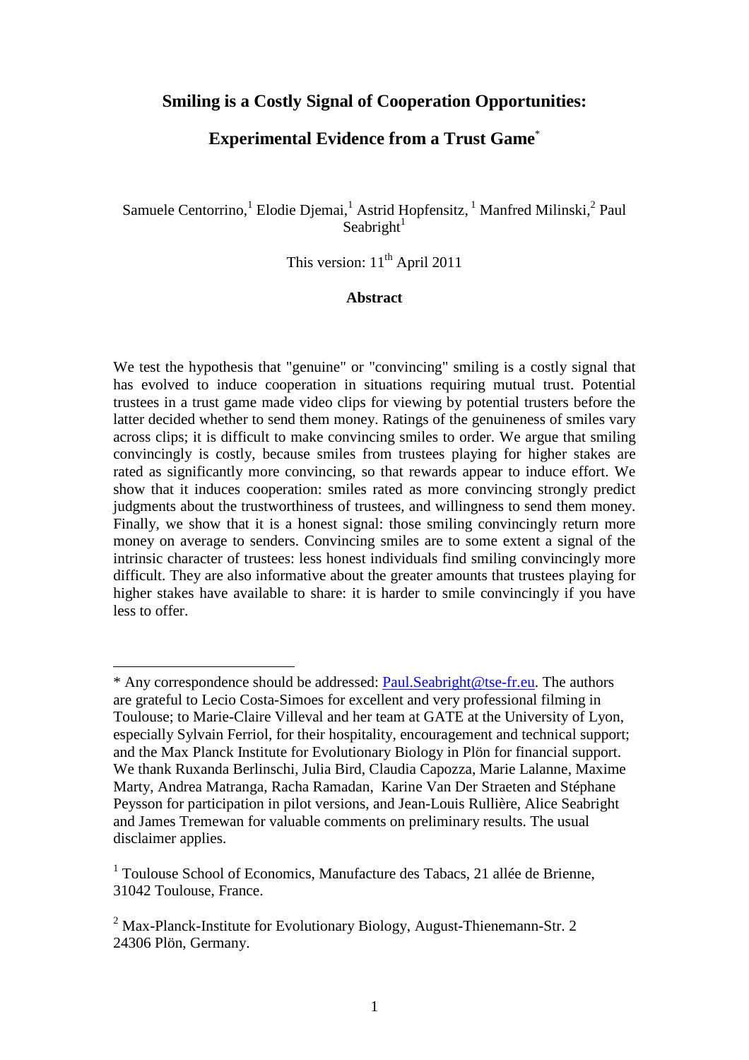# Smiling is a Costly Signal of Cooperation Opportunities:

# Experimental Evidence from a Trust Game*

Samuele Centorrino,[1] Elodie Djemai,[1] Astrid Hopfensitz, [1] Manfred Milinski,[2] Paul Seabright[1]

This version: 11th April 2011

## Abstract

We test the hypothesis that "genuine" or "convincing" smiling is a costly signal that has evolved to induce cooperation in situations requiring mutual trust. Potential trustees in a trust game made video clips for viewing by potential trusters before the latter decided whether to send them money. Ratings of the genuineness of smiles vary across clips; it is difficult to make convincing smiles to order. We argue that smiling convincingly is costly, because smiles from trustees playing for higher stakes are rated as significantly more convincing, so that rewards appear to induce effort. We show that it induces cooperation: smiles rated as more convincing strongly predict judgments about the trustworthiness of trustees, and willingness to send them money. Finally, we show that it is a honest signal: those smiling convincingly return more money on average to senders. Convincing smiles are to some extent a signal of the intrinsic character of trustees: less honest individuals find smiling convincingly more difficult. They are also informative about the greater amounts that trustees playing for higher stakes have available to share: it is harder to smile convincingly if you have less to offer.

---

* Any correspondence should be addressed: Paul.Seabright@tse-fr.eu. The authors are grateful to Lecio Costa-Simoes for excellent and very professional filming in Toulouse; to Marie-Claire Villeval and her team at GATE at the University of Lyon, especially Sylvain Ferriol, for their hospitality, encouragement and technical support; and the Max Planck Institute for Evolutionary Biology in Plön for financial support. We thank Ruxanda Berlinschi, Julia Bird, Claudia Capozza, Marie Lalanne, Maxime Marty, Andrea Matranga, Racha Ramadan, Karine Van Der Straeten and Stéphane Peysson for participation in pilot versions, and Jean-Louis Rullière, Alice Seabright and James Tremewan for valuable comments on preliminary results. The usual disclaimer applies.

[1] Toulouse School of Economics, Manufacture des Tabacs, 21 allée de Brienne, 31042 Toulouse, France.

[2] Max-Planck-Institute for Evolutionary Biology, August-Thienemann-Str. 2 24306 Plön, Germany.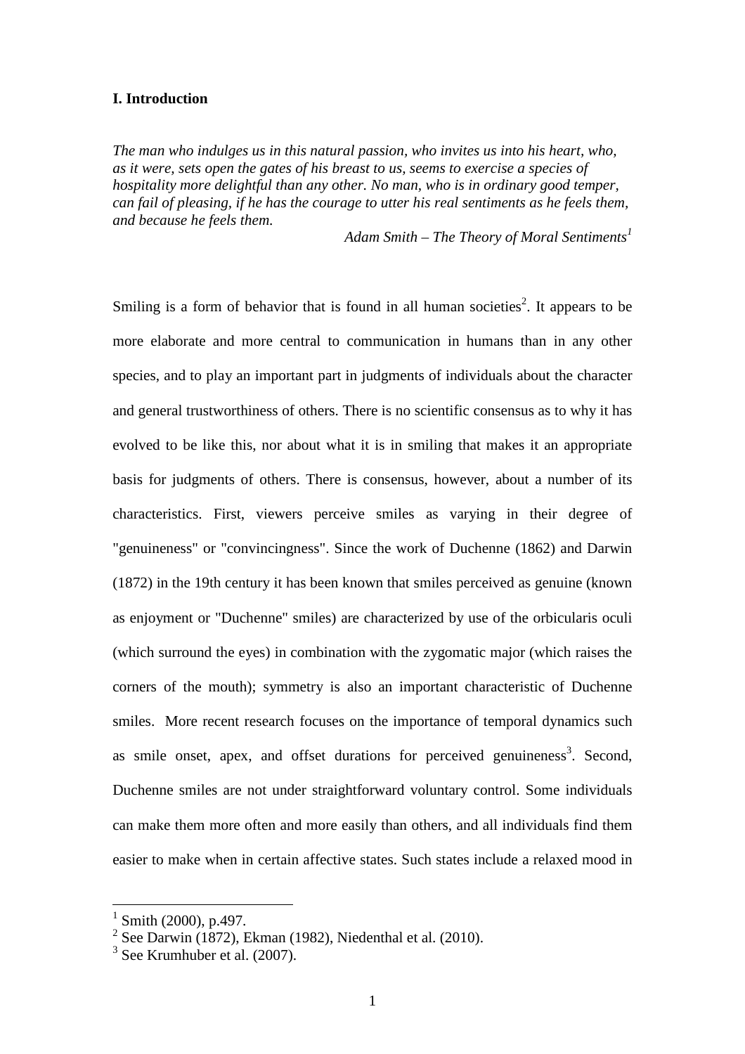## I. Introduction

*The man who indulges us in this natural passion, who invites us into his heart, who, as it were, sets open the gates of his breast to us, seems to exercise a species of hospitality more delightful than any other. No man, who is in ordinary good temper, can fail of pleasing, if he has the courage to utter his real sentiments as he feels them, and because he feels them.*

*Adam Smith – The Theory of Moral Sentiments*[1]

Smiling is a form of behavior that is found in all human societies[2]. It appears to be more elaborate and more central to communication in humans than in any other species, and to play an important part in judgments of individuals about the character and general trustworthiness of others. There is no scientific consensus as to why it has evolved to be like this, nor about what it is in smiling that makes it an appropriate basis for judgments of others. There is consensus, however, about a number of its characteristics. First, viewers perceive smiles as varying in their degree of "genuineness" or "convincingness". Since the work of Duchenne (1862) and Darwin (1872) in the 19th century it has been known that smiles perceived as genuine (known as enjoyment or "Duchenne" smiles) are characterized by use of the orbicularis oculi (which surround the eyes) in combination with the zygomatic major (which raises the corners of the mouth); symmetry is also an important characteristic of Duchenne smiles. More recent research focuses on the importance of temporal dynamics such as smile onset, apex, and offset durations for perceived genuineness[3]. Second, Duchenne smiles are not under straightforward voluntary control. Some individuals can make them more often and more easily than others, and all individuals find them easier to make when in certain affective states. Such states include a relaxed mood in

---

[1] Smith (2000), p.497.

[2] See Darwin (1872), Ekman (1982), Niedenthal et al. (2010).

[3] See Krumhuber et al. (2007).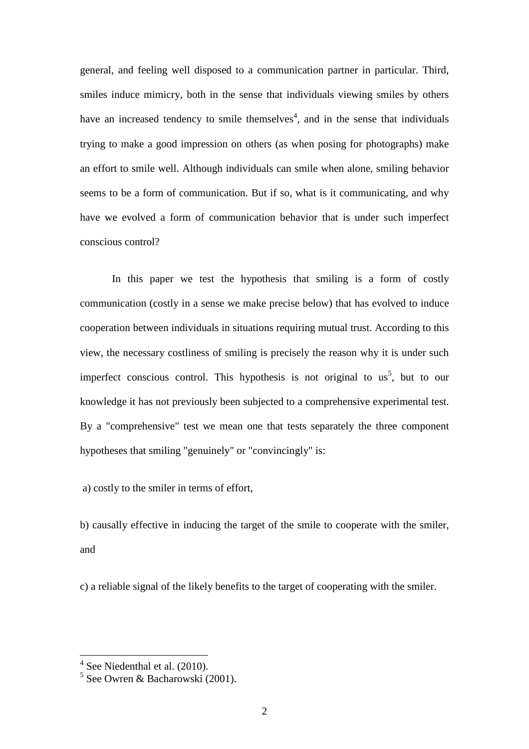general, and feeling well disposed to a communication partner in particular. Third, smiles induce mimicry, both in the sense that individuals viewing smiles by others have an increased tendency to smile themselves[4], and in the sense that individuals trying to make a good impression on others (as when posing for photographs) make an effort to smile well. Although individuals can smile when alone, smiling behavior seems to be a form of communication. But if so, what is it communicating, and why have we evolved a form of communication behavior that is under such imperfect conscious control?

In this paper we test the hypothesis that smiling is a form of costly communication (costly in a sense we make precise below) that has evolved to induce cooperation between individuals in situations requiring mutual trust. According to this view, the necessary costliness of smiling is precisely the reason why it is under such imperfect conscious control. This hypothesis is not original to us[5], but to our knowledge it has not previously been subjected to a comprehensive experimental test. By a "comprehensive" test we mean one that tests separately the three component hypotheses that smiling "genuinely" or "convincingly" is:

a) costly to the smiler in terms of effort,

b) causally effective in inducing the target of the smile to cooperate with the smiler, and

c) a reliable signal of the likely benefits to the target of cooperating with the smiler.

[4] See Niedenthal et al. (2010).

[5] See Owren & Bacharowski (2001).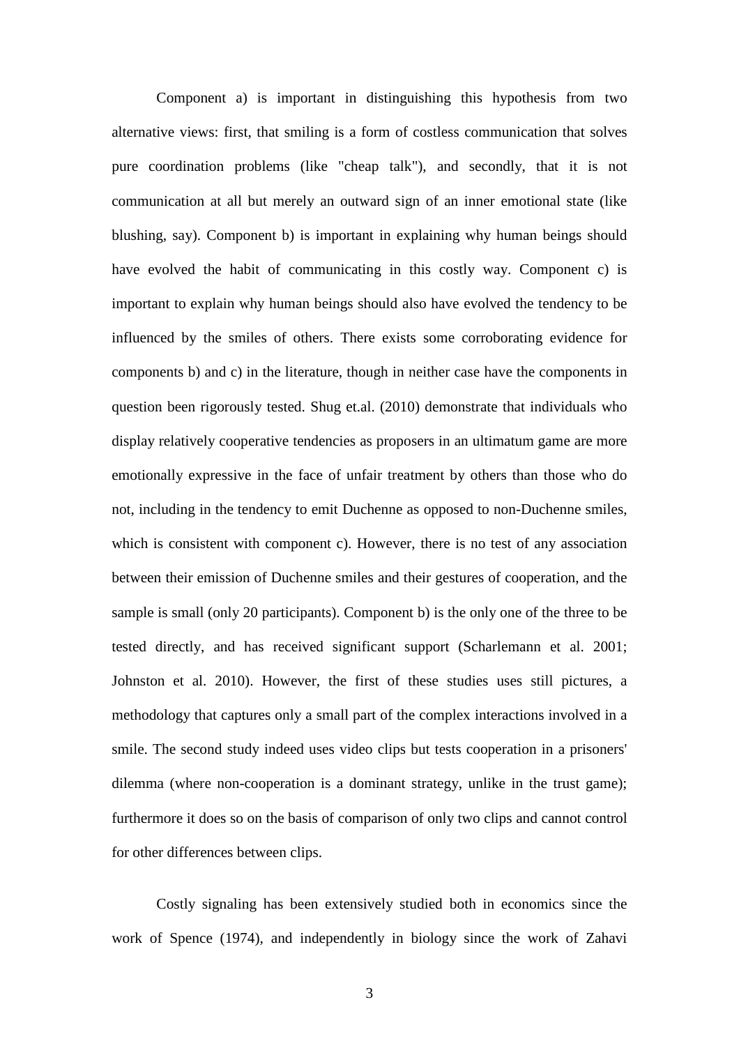Component a) is important in distinguishing this hypothesis from two alternative views: first, that smiling is a form of costless communication that solves pure coordination problems (like "cheap talk"), and secondly, that it is not communication at all but merely an outward sign of an inner emotional state (like blushing, say). Component b) is important in explaining why human beings should have evolved the habit of communicating in this costly way. Component c) is important to explain why human beings should also have evolved the tendency to be influenced by the smiles of others. There exists some corroborating evidence for components b) and c) in the literature, though in neither case have the components in question been rigorously tested. Shug et.al. (2010) demonstrate that individuals who display relatively cooperative tendencies as proposers in an ultimatum game are more emotionally expressive in the face of unfair treatment by others than those who do not, including in the tendency to emit Duchenne as opposed to non-Duchenne smiles, which is consistent with component c). However, there is no test of any association between their emission of Duchenne smiles and their gestures of cooperation, and the sample is small (only 20 participants). Component b) is the only one of the three to be tested directly, and has received significant support (Scharlemann et al. 2001; Johnston et al. 2010). However, the first of these studies uses still pictures, a methodology that captures only a small part of the complex interactions involved in a smile. The second study indeed uses video clips but tests cooperation in a prisoners' dilemma (where non-cooperation is a dominant strategy, unlike in the trust game); furthermore it does so on the basis of comparison of only two clips and cannot control for other differences between clips.

Costly signaling has been extensively studied both in economics since the work of Spence (1974), and independently in biology since the work of Zahavi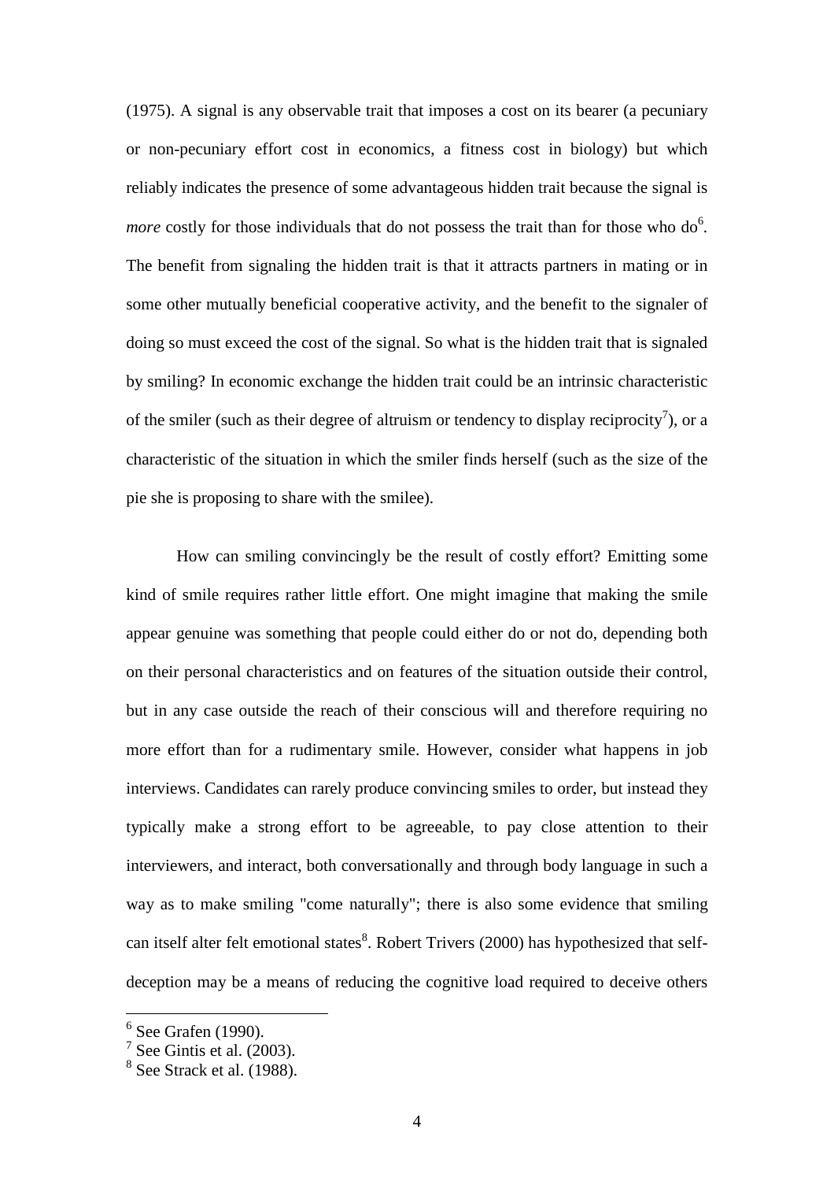(1975). A signal is any observable trait that imposes a cost on its bearer (a pecuniary or non-pecuniary effort cost in economics, a fitness cost in biology) but which reliably indicates the presence of some advantageous hidden trait because the signal is *more* costly for those individuals that do not possess the trait than for those who do[6]. The benefit from signaling the hidden trait is that it attracts partners in mating or in some other mutually beneficial cooperative activity, and the benefit to the signaler of doing so must exceed the cost of the signal. So what is the hidden trait that is signaled by smiling? In economic exchange the hidden trait could be an intrinsic characteristic of the smiler (such as their degree of altruism or tendency to display reciprocity[7]), or a characteristic of the situation in which the smiler finds herself (such as the size of the pie she is proposing to share with the smilee).

How can smiling convincingly be the result of costly effort? Emitting some kind of smile requires rather little effort. One might imagine that making the smile appear genuine was something that people could either do or not do, depending both on their personal characteristics and on features of the situation outside their control, but in any case outside the reach of their conscious will and therefore requiring no more effort than for a rudimentary smile. However, consider what happens in job interviews. Candidates can rarely produce convincing smiles to order, but instead they typically make a strong effort to be agreeable, to pay close attention to their interviewers, and interact, both conversationally and through body language in such a way as to make smiling "come naturally"; there is also some evidence that smiling can itself alter felt emotional states[8]. Robert Trivers (2000) has hypothesized that self-deception may be a means of reducing the cognitive load required to deceive others

[6] See Grafen (1990).

[7] See Gintis et al. (2003).

[8] See Strack et al. (1988).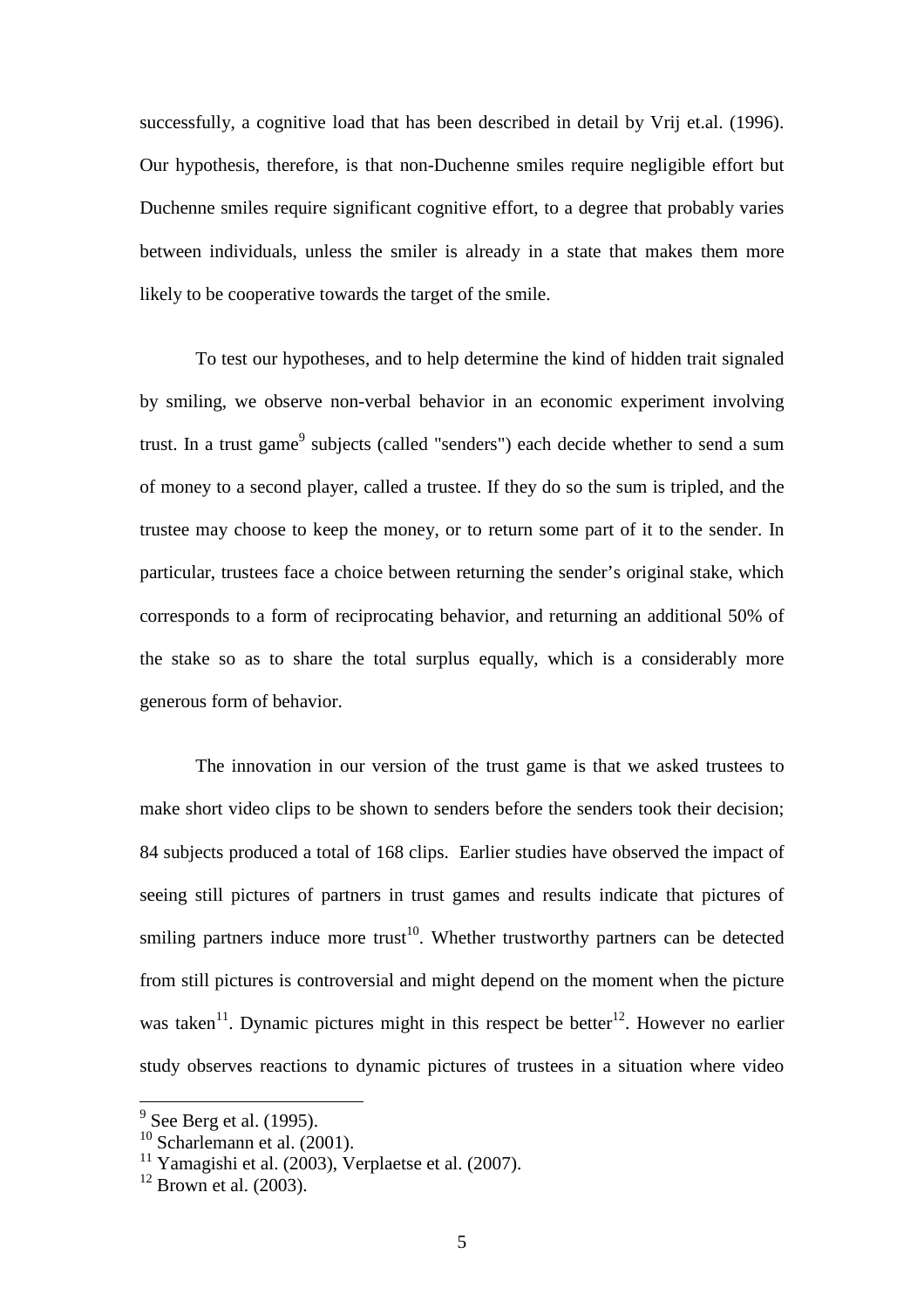successfully, a cognitive load that has been described in detail by Vrij et.al. (1996). Our hypothesis, therefore, is that non-Duchenne smiles require negligible effort but Duchenne smiles require significant cognitive effort, to a degree that probably varies between individuals, unless the smiler is already in a state that makes them more likely to be cooperative towards the target of the smile.

To test our hypotheses, and to help determine the kind of hidden trait signaled by smiling, we observe non-verbal behavior in an economic experiment involving trust. In a trust game[9] subjects (called "senders") each decide whether to send a sum of money to a second player, called a trustee. If they do so the sum is tripled, and the trustee may choose to keep the money, or to return some part of it to the sender. In particular, trustees face a choice between returning the sender's original stake, which corresponds to a form of reciprocating behavior, and returning an additional 50% of the stake so as to share the total surplus equally, which is a considerably more generous form of behavior.

The innovation in our version of the trust game is that we asked trustees to make short video clips to be shown to senders before the senders took their decision; 84 subjects produced a total of 168 clips. Earlier studies have observed the impact of seeing still pictures of partners in trust games and results indicate that pictures of smiling partners induce more trust[10]. Whether trustworthy partners can be detected from still pictures is controversial and might depend on the moment when the picture was taken[11]. Dynamic pictures might in this respect be better[12]. However no earlier study observes reactions to dynamic pictures of trustees in a situation where video

---

[9] See Berg et al. (1995).

[10] Scharlemann et al. (2001).

[11] Yamagishi et al. (2003), Verplaetse et al. (2007).

[12] Brown et al. (2003).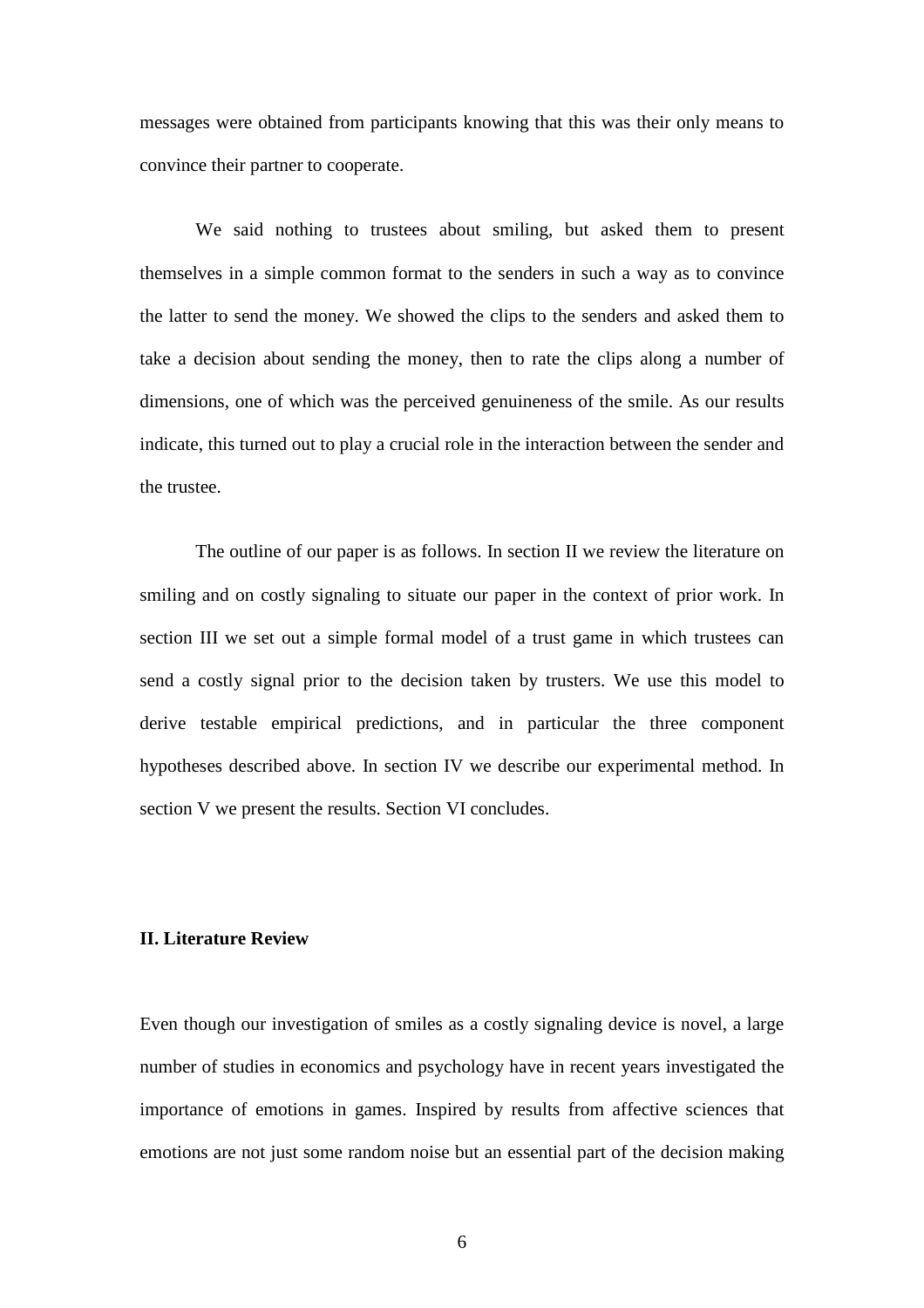messages were obtained from participants knowing that this was their only means to convince their partner to cooperate.

We said nothing to trustees about smiling, but asked them to present themselves in a simple common format to the senders in such a way as to convince the latter to send the money. We showed the clips to the senders and asked them to take a decision about sending the money, then to rate the clips along a number of dimensions, one of which was the perceived genuineness of the smile. As our results indicate, this turned out to play a crucial role in the interaction between the sender and the trustee.

The outline of our paper is as follows. In section II we review the literature on smiling and on costly signaling to situate our paper in the context of prior work. In section III we set out a simple formal model of a trust game in which trustees can send a costly signal prior to the decision taken by trusters. We use this model to derive testable empirical predictions, and in particular the three component hypotheses described above. In section IV we describe our experimental method. In section V we present the results. Section VI concludes.

## II. Literature Review

Even though our investigation of smiles as a costly signaling device is novel, a large number of studies in economics and psychology have in recent years investigated the importance of emotions in games. Inspired by results from affective sciences that emotions are not just some random noise but an essential part of the decision making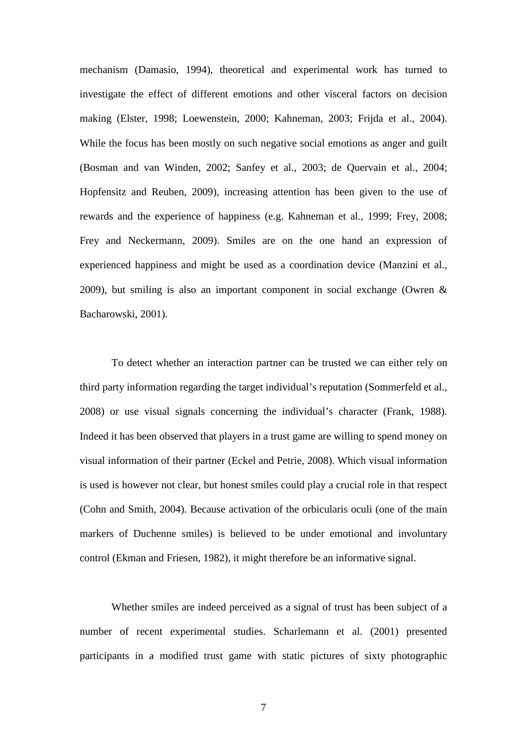mechanism (Damasio, 1994), theoretical and experimental work has turned to investigate the effect of different emotions and other visceral factors on decision making (Elster, 1998; Loewenstein, 2000; Kahneman, 2003; Frijda et al., 2004). While the focus has been mostly on such negative social emotions as anger and guilt (Bosman and van Winden, 2002; Sanfey et al., 2003; de Quervain et al., 2004; Hopfensitz and Reuben, 2009), increasing attention has been given to the use of rewards and the experience of happiness (e.g. Kahneman et al., 1999; Frey, 2008; Frey and Neckermann, 2009). Smiles are on the one hand an expression of experienced happiness and might be used as a coordination device (Manzini et al., 2009), but smiling is also an important component in social exchange (Owren & Bacharowski, 2001).

To detect whether an interaction partner can be trusted we can either rely on third party information regarding the target individual's reputation (Sommerfeld et al., 2008) or use visual signals concerning the individual's character (Frank, 1988). Indeed it has been observed that players in a trust game are willing to spend money on visual information of their partner (Eckel and Petrie, 2008). Which visual information is used is however not clear, but honest smiles could play a crucial role in that respect (Cohn and Smith, 2004). Because activation of the orbicularis oculi (one of the main markers of Duchenne smiles) is believed to be under emotional and involuntary control (Ekman and Friesen, 1982), it might therefore be an informative signal.

Whether smiles are indeed perceived as a signal of trust has been subject of a number of recent experimental studies. Scharlemann et al. (2001) presented participants in a modified trust game with static pictures of sixty photographic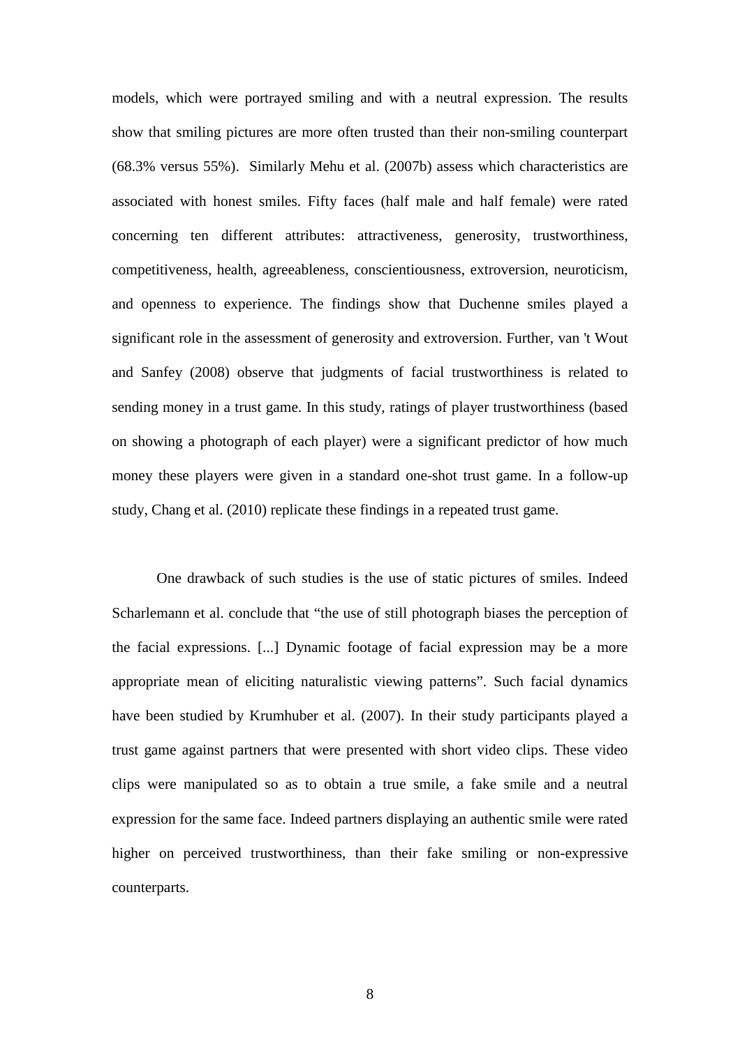models, which were portrayed smiling and with a neutral expression. The results show that smiling pictures are more often trusted than their non-smiling counterpart (68.3% versus 55%). Similarly Mehu et al. (2007b) assess which characteristics are associated with honest smiles. Fifty faces (half male and half female) were rated concerning ten different attributes: attractiveness, generosity, trustworthiness, competitiveness, health, agreeableness, conscientiousness, extroversion, neuroticism, and openness to experience. The findings show that Duchenne smiles played a significant role in the assessment of generosity and extroversion. Further, van 't Wout and Sanfey (2008) observe that judgments of facial trustworthiness is related to sending money in a trust game. In this study, ratings of player trustworthiness (based on showing a photograph of each player) were a significant predictor of how much money these players were given in a standard one-shot trust game. In a follow-up study, Chang et al. (2010) replicate these findings in a repeated trust game.

One drawback of such studies is the use of static pictures of smiles. Indeed Scharlemann et al. conclude that "the use of still photograph biases the perception of the facial expressions. [...] Dynamic footage of facial expression may be a more appropriate mean of eliciting naturalistic viewing patterns". Such facial dynamics have been studied by Krumhuber et al. (2007). In their study participants played a trust game against partners that were presented with short video clips. These video clips were manipulated so as to obtain a true smile, a fake smile and a neutral expression for the same face. Indeed partners displaying an authentic smile were rated higher on perceived trustworthiness, than their fake smiling or non-expressive counterparts.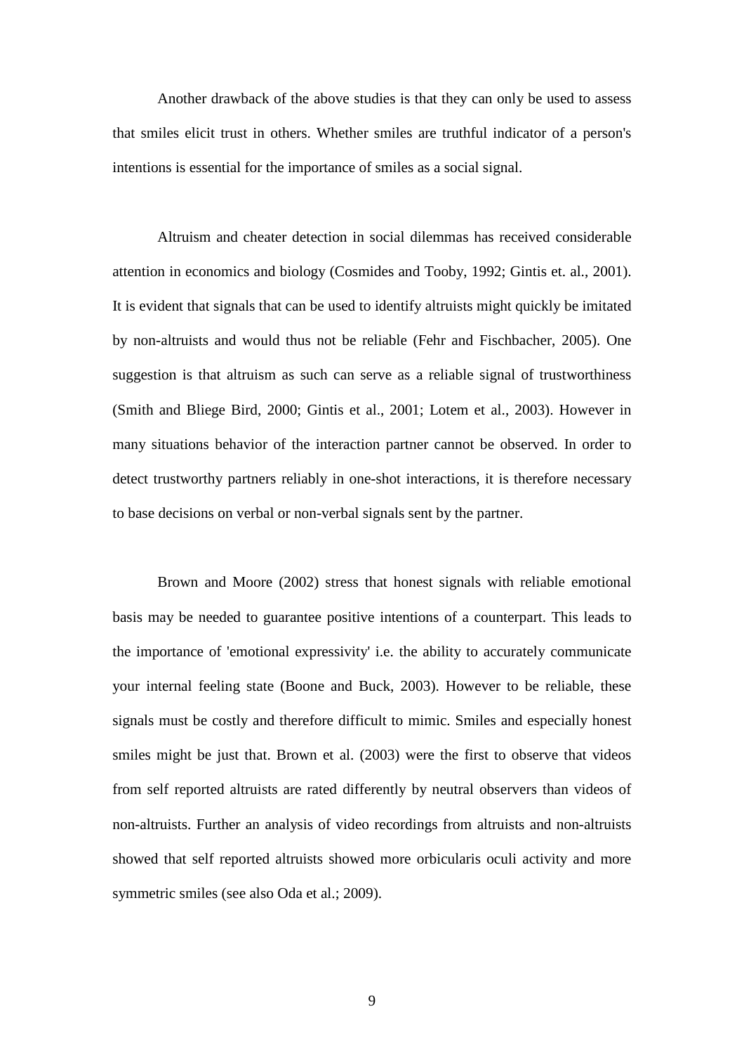Another drawback of the above studies is that they can only be used to assess that smiles elicit trust in others. Whether smiles are truthful indicator of a person's intentions is essential for the importance of smiles as a social signal.

Altruism and cheater detection in social dilemmas has received considerable attention in economics and biology (Cosmides and Tooby, 1992; Gintis et. al., 2001). It is evident that signals that can be used to identify altruists might quickly be imitated by non-altruists and would thus not be reliable (Fehr and Fischbacher, 2005). One suggestion is that altruism as such can serve as a reliable signal of trustworthiness (Smith and Bliege Bird, 2000; Gintis et al., 2001; Lotem et al., 2003). However in many situations behavior of the interaction partner cannot be observed. In order to detect trustworthy partners reliably in one-shot interactions, it is therefore necessary to base decisions on verbal or non-verbal signals sent by the partner.

Brown and Moore (2002) stress that honest signals with reliable emotional basis may be needed to guarantee positive intentions of a counterpart. This leads to the importance of 'emotional expressivity' i.e. the ability to accurately communicate your internal feeling state (Boone and Buck, 2003). However to be reliable, these signals must be costly and therefore difficult to mimic. Smiles and especially honest smiles might be just that. Brown et al. (2003) were the first to observe that videos from self reported altruists are rated differently by neutral observers than videos of non-altruists. Further an analysis of video recordings from altruists and non-altruists showed that self reported altruists showed more orbicularis oculi activity and more symmetric smiles (see also Oda et al.; 2009).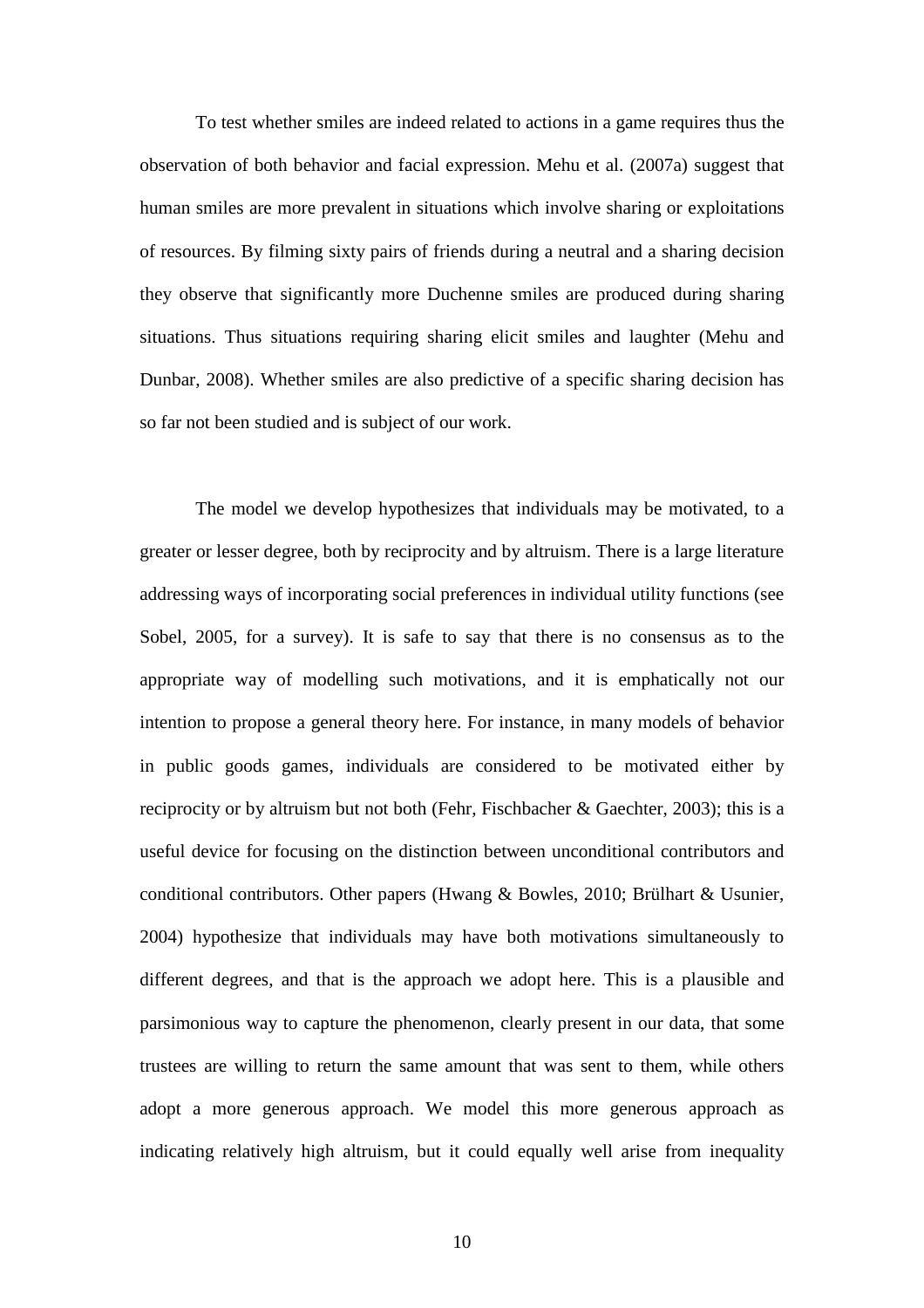To test whether smiles are indeed related to actions in a game requires thus the observation of both behavior and facial expression. Mehu et al. (2007a) suggest that human smiles are more prevalent in situations which involve sharing or exploitations of resources. By filming sixty pairs of friends during a neutral and a sharing decision they observe that significantly more Duchenne smiles are produced during sharing situations. Thus situations requiring sharing elicit smiles and laughter (Mehu and Dunbar, 2008). Whether smiles are also predictive of a specific sharing decision has so far not been studied and is subject of our work.

The model we develop hypothesizes that individuals may be motivated, to a greater or lesser degree, both by reciprocity and by altruism. There is a large literature addressing ways of incorporating social preferences in individual utility functions (see Sobel, 2005, for a survey). It is safe to say that there is no consensus as to the appropriate way of modelling such motivations, and it is emphatically not our intention to propose a general theory here. For instance, in many models of behavior in public goods games, individuals are considered to be motivated either by reciprocity or by altruism but not both (Fehr, Fischbacher & Gaechter, 2003); this is a useful device for focusing on the distinction between unconditional contributors and conditional contributors. Other papers (Hwang & Bowles, 2010; Brülhart & Usunier, 2004) hypothesize that individuals may have both motivations simultaneously to different degrees, and that is the approach we adopt here. This is a plausible and parsimonious way to capture the phenomenon, clearly present in our data, that some trustees are willing to return the same amount that was sent to them, while others adopt a more generous approach. We model this more generous approach as indicating relatively high altruism, but it could equally well arise from inequality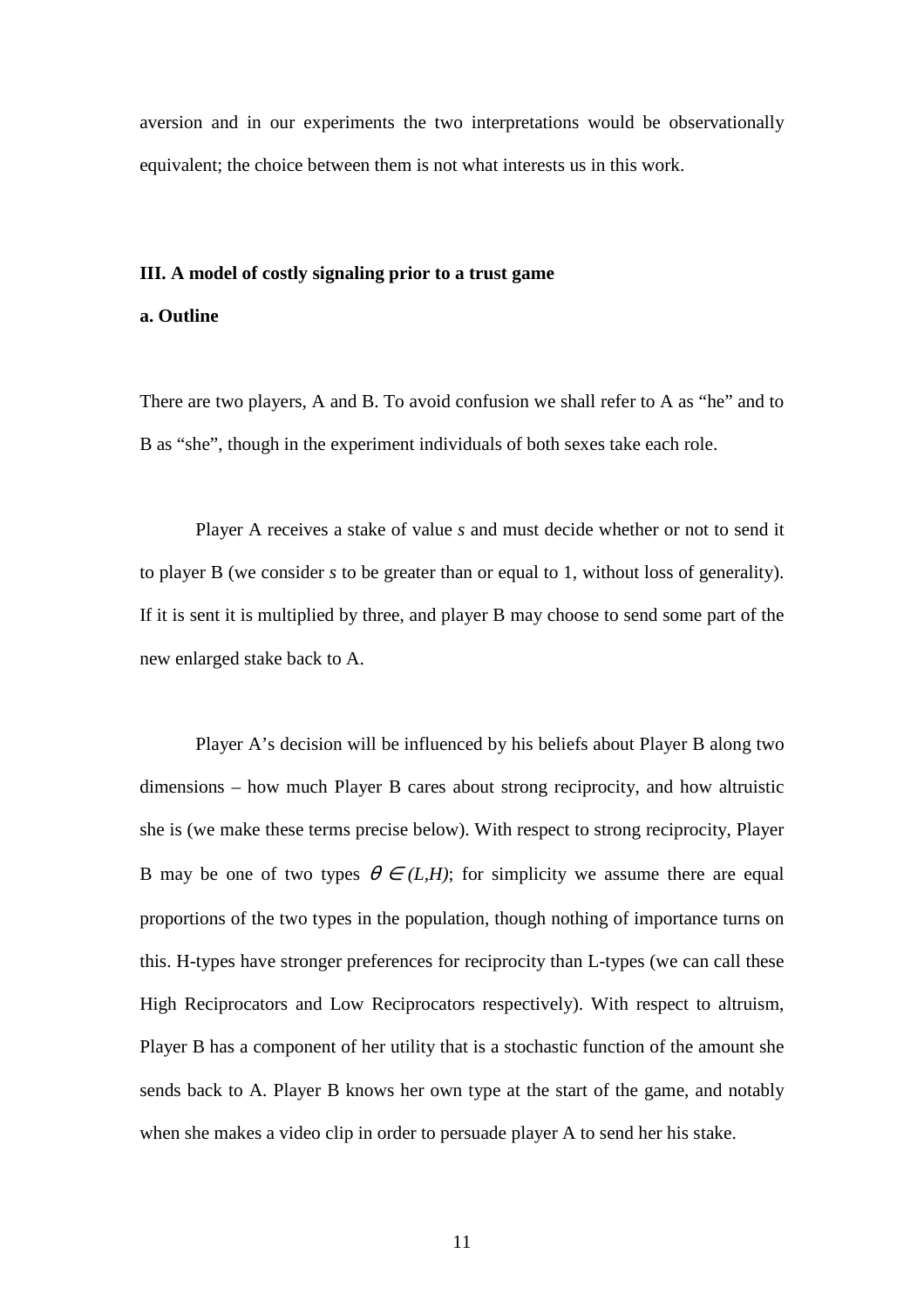aversion and in our experiments the two interpretations would be observationally equivalent; the choice between them is not what interests us in this work.

## III. A model of costly signaling prior to a trust game

### a. Outline

There are two players, A and B. To avoid confusion we shall refer to A as "he" and to B as "she", though in the experiment individuals of both sexes take each role.

Player A receives a stake of value *s* and must decide whether or not to send it to player B (we consider *s* to be greater than or equal to 1, without loss of generality). If it is sent it is multiplied by three, and player B may choose to send some part of the new enlarged stake back to A.

Player A's decision will be influenced by his beliefs about Player B along two dimensions – how much Player B cares about strong reciprocity, and how altruistic she is (we make these terms precise below). With respect to strong reciprocity, Player B may be one of two types $\theta \in (L,H)$; for simplicity we assume there are equal proportions of the two types in the population, though nothing of importance turns on this. H-types have stronger preferences for reciprocity than L-types (we can call these High Reciprocators and Low Reciprocators respectively). With respect to altruism, Player B has a component of her utility that is a stochastic function of the amount she sends back to A. Player B knows her own type at the start of the game, and notably when she makes a video clip in order to persuade player A to send her his stake.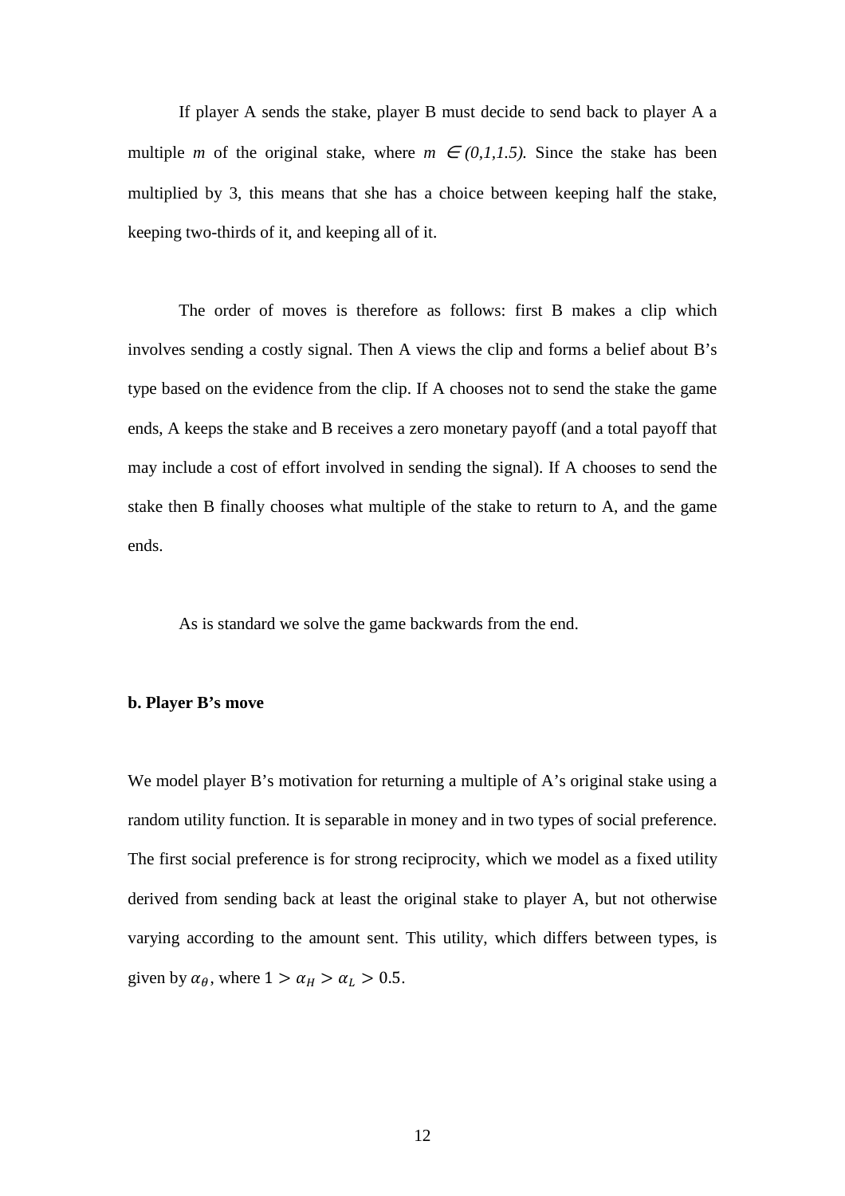If player A sends the stake, player B must decide to send back to player A a multiple *m* of the original stake, where $m \in (0,1,1.5)$. Since the stake has been multiplied by 3, this means that she has a choice between keeping half the stake, keeping two-thirds of it, and keeping all of it.

The order of moves is therefore as follows: first B makes a clip which involves sending a costly signal. Then A views the clip and forms a belief about B's type based on the evidence from the clip. If A chooses not to send the stake the game ends, A keeps the stake and B receives a zero monetary payoff (and a total payoff that may include a cost of effort involved in sending the signal). If A chooses to send the stake then B finally chooses what multiple of the stake to return to A, and the game ends.

As is standard we solve the game backwards from the end.

**b. Player B's move**

We model player B's motivation for returning a multiple of A's original stake using a random utility function. It is separable in money and in two types of social preference. The first social preference is for strong reciprocity, which we model as a fixed utility derived from sending back at least the original stake to player A, but not otherwise varying according to the amount sent. This utility, which differs between types, is given by $\alpha_\theta$, where $1 > \alpha_H > \alpha_L > 0.5$.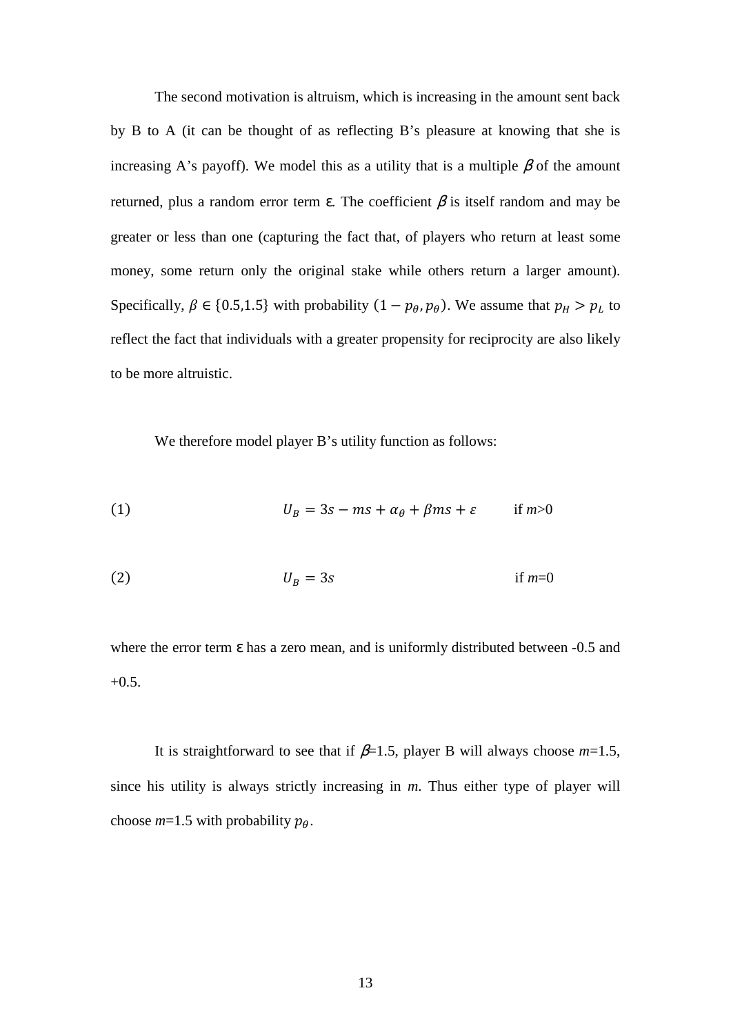The second motivation is altruism, which is increasing in the amount sent back by B to A (it can be thought of as reflecting B's pleasure at knowing that she is increasing A's payoff). We model this as a utility that is a multiple $\beta$ of the amount returned, plus a random error term $\varepsilon$. The coefficient $\beta$ is itself random and may be greater or less than one (capturing the fact that, of players who return at least some money, some return only the original stake while others return a larger amount). Specifically, $\beta \in \{0.5, 1.5\}$ with probability $(1 - p_\theta, p_\theta)$. We assume that $p_H > p_L$ to reflect the fact that individuals with a greater propensity for reciprocity are also likely to be more altruistic.

We therefore model player B's utility function as follows:

$$(1) \qquad U_B = 3s - ms + \alpha_\theta + \beta ms + \varepsilon \qquad \text{if } m>0$$

$$(2) \qquad U_B = 3s \qquad \text{if } m=0$$

where the error term $\varepsilon$ has a zero mean, and is uniformly distributed between -0.5 and +0.5.

It is straightforward to see that if $\beta$=1.5, player B will always choose *m*=1.5, since his utility is always strictly increasing in *m*. Thus either type of player will choose *m*=1.5 with probability $p_\theta$.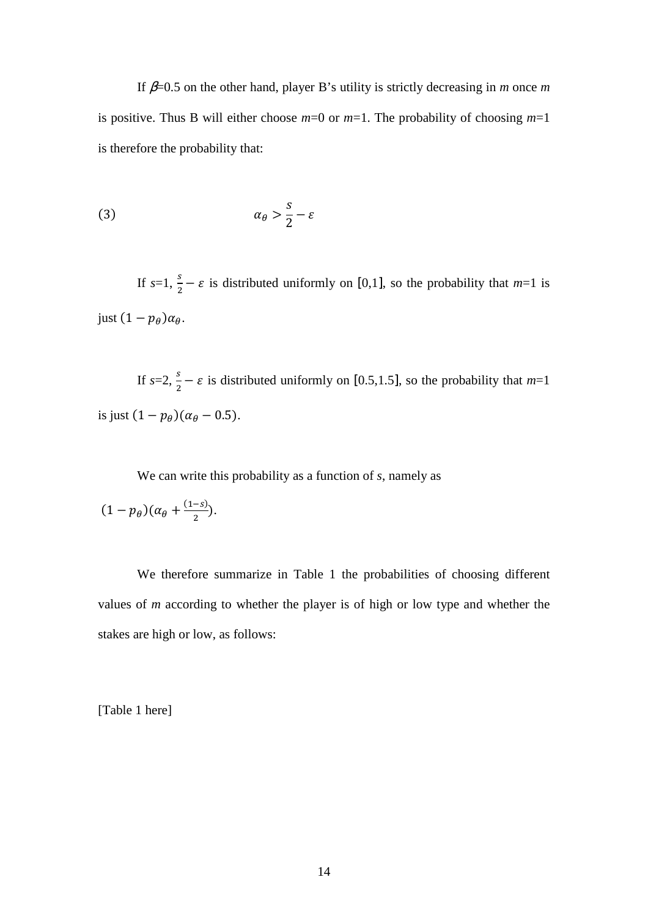If $\beta$=0.5 on the other hand, player B's utility is strictly decreasing in *m* once *m* is positive. Thus B will either choose *m*=0 or *m*=1. The probability of choosing *m*=1 is therefore the probability that:

$$(3) \qquad \alpha_\theta > \frac{s}{2} - \varepsilon$$

If *s*=1, $\frac{s}{2} - \varepsilon$ is distributed uniformly on $[0,1]$, so the probability that *m*=1 is just $(1 - p_\theta)\alpha_\theta$.

If *s*=2, $\frac{s}{2} - \varepsilon$ is distributed uniformly on $[0.5,1.5]$, so the probability that *m*=1 is just $(1 - p_\theta)(\alpha_\theta - 0.5)$.

We can write this probability as a function of *s*, namely as $(1 - p_\theta)(\alpha_\theta + \frac{(1-s)}{2})$.

We therefore summarize in Table 1 the probabilities of choosing different values of *m* according to whether the player is of high or low type and whether the stakes are high or low, as follows:

[Table 1 here]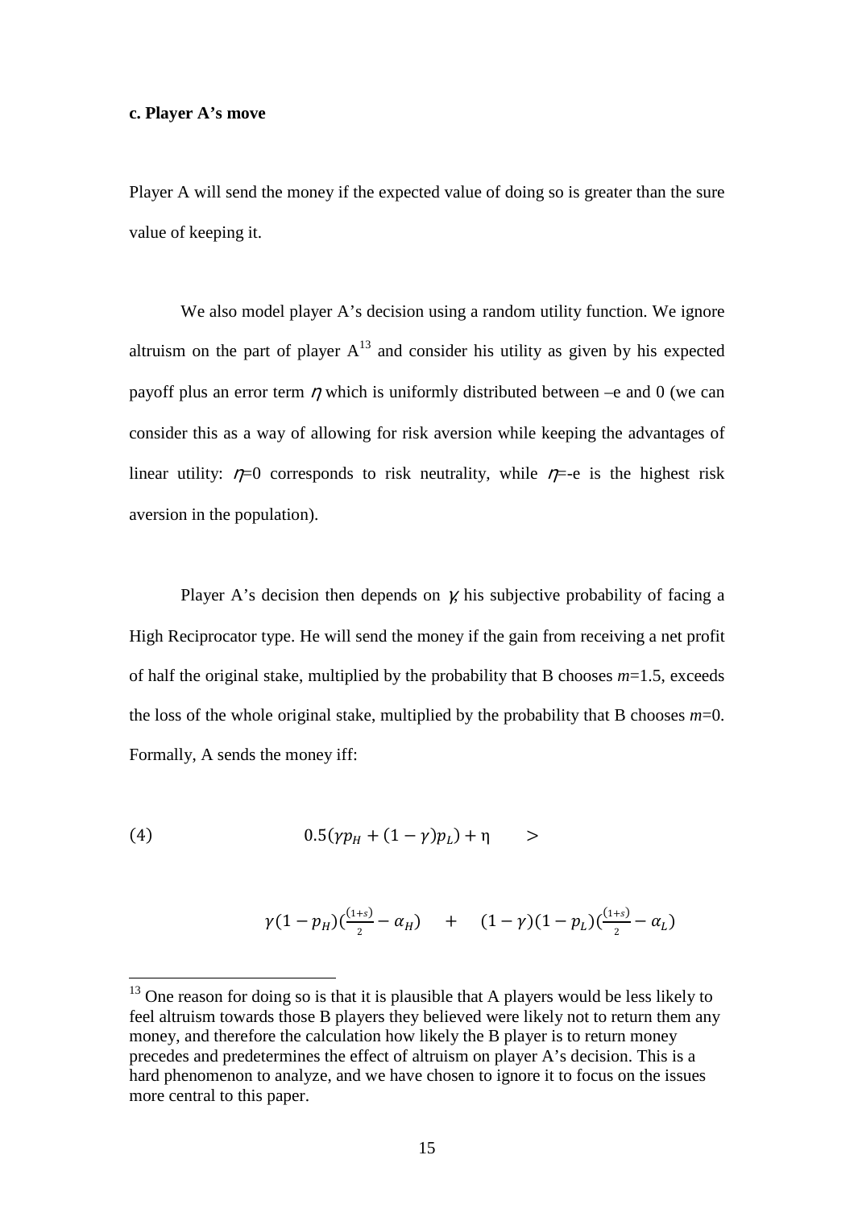**c. Player A's move**

Player A will send the money if the expected value of doing so is greater than the sure value of keeping it.

We also model player A's decision using a random utility function. We ignore altruism on the part of player A[13] and consider his utility as given by his expected payoff plus an error term $\eta$ which is uniformly distributed between –e and 0 (we can consider this as a way of allowing for risk aversion while keeping the advantages of linear utility: $\eta$=0 corresponds to risk neutrality, while $\eta$=-e is the highest risk aversion in the population).

Player A's decision then depends on $\gamma$, his subjective probability of facing a High Reciprocator type. He will send the money if the gain from receiving a net profit of half the original stake, multiplied by the probability that B chooses $m$=1.5, exceeds the loss of the whole original stake, multiplied by the probability that B chooses $m$=0. Formally, A sends the money iff:

$$(4) \qquad 0.5(\gamma p_H + (1-\gamma)p_L) + \eta \quad > \quad \gamma(1-p_H)\left(\tfrac{(1+s)}{2} - \alpha_H\right) \quad + \quad (1-\gamma)(1-p_L)\left(\tfrac{(1+s)}{2} - \alpha_L\right)$$

[13] One reason for doing so is that it is plausible that A players would be less likely to feel altruism towards those B players they believed were likely not to return them any money, and therefore the calculation how likely the B player is to return money precedes and predetermines the effect of altruism on player A's decision. This is a hard phenomenon to analyze, and we have chosen to ignore it to focus on the issues more central to this paper.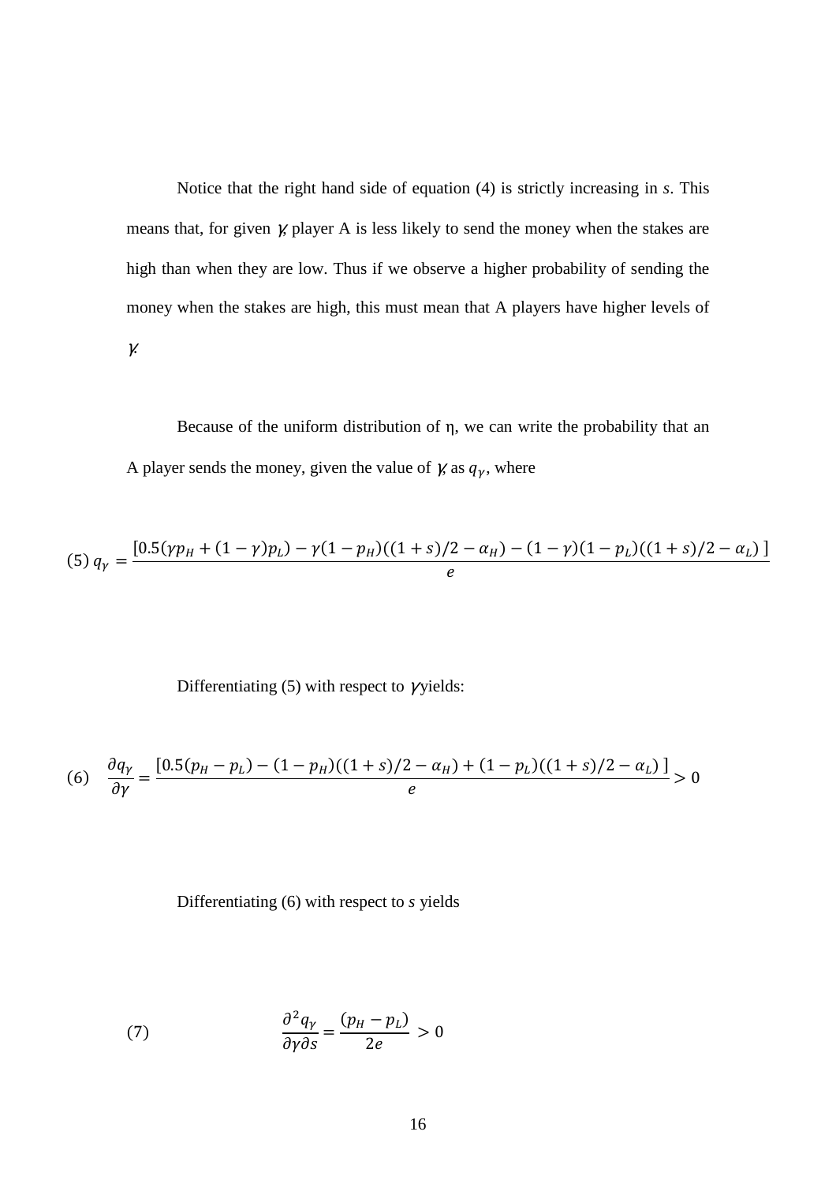Notice that the right hand side of equation (4) is strictly increasing in *s*. This means that, for given $\gamma$, player A is less likely to send the money when the stakes are high than when they are low. Thus if we observe a higher probability of sending the money when the stakes are high, this must mean that A players have higher levels of $\gamma$.

Because of the uniform distribution of η, we can write the probability that an A player sends the money, given the value of $\gamma$, as $q_\gamma$, where

$$\text{(5) } q_\gamma = \frac{[0.5(\gamma p_H + (1-\gamma)p_L) - \gamma(1-p_H)((1+s)/2 - \alpha_H) - (1-\gamma)(1-p_L)((1+s)/2 - \alpha_L)\,]}{e}$$

Differentiating (5) with respect to $\gamma$ yields:

$$\text{(6)} \quad \frac{\partial q_\gamma}{\partial \gamma} = \frac{[0.5(p_H - p_L) - (1-p_H)((1+s)/2 - \alpha_H) + (1-p_L)((1+s)/2 - \alpha_L)\,]}{e} > 0$$

Differentiating (6) with respect to *s* yields

$$\text{(7)} \qquad \frac{\partial^2 q_\gamma}{\partial \gamma \partial s} = \frac{(p_H - p_L)}{2e} > 0$$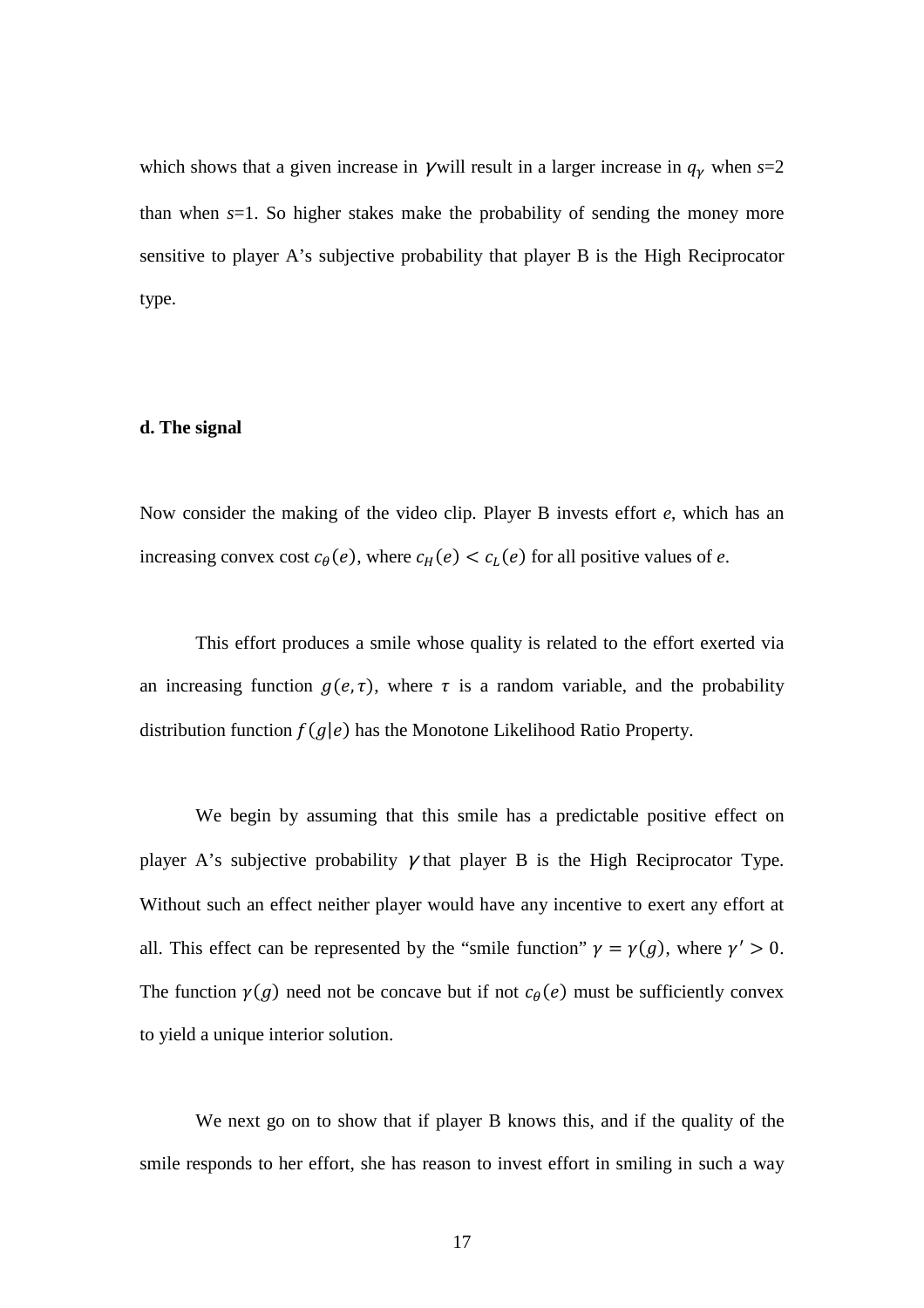which shows that a given increase in $\gamma$ will result in a larger increase in $q_\gamma$ when *s*=2 than when *s*=1. So higher stakes make the probability of sending the money more sensitive to player A's subjective probability that player B is the High Reciprocator type.

**d. The signal**

Now consider the making of the video clip. Player B invests effort *e*, which has an increasing convex cost $c_\theta(e)$, where $c_H(e) < c_L(e)$ for all positive values of *e*.

This effort produces a smile whose quality is related to the effort exerted via an increasing function $g(e, \tau)$, where $\tau$ is a random variable, and the probability distribution function $f(g|e)$ has the Monotone Likelihood Ratio Property.

We begin by assuming that this smile has a predictable positive effect on player A's subjective probability $\gamma$ that player B is the High Reciprocator Type. Without such an effect neither player would have any incentive to exert any effort at all. This effect can be represented by the "smile function" $\gamma = \gamma(g)$, where $\gamma' > 0$. The function $\gamma(g)$ need not be concave but if not $c_\theta(e)$ must be sufficiently convex to yield a unique interior solution.

We next go on to show that if player B knows this, and if the quality of the smile responds to her effort, she has reason to invest effort in smiling in such a way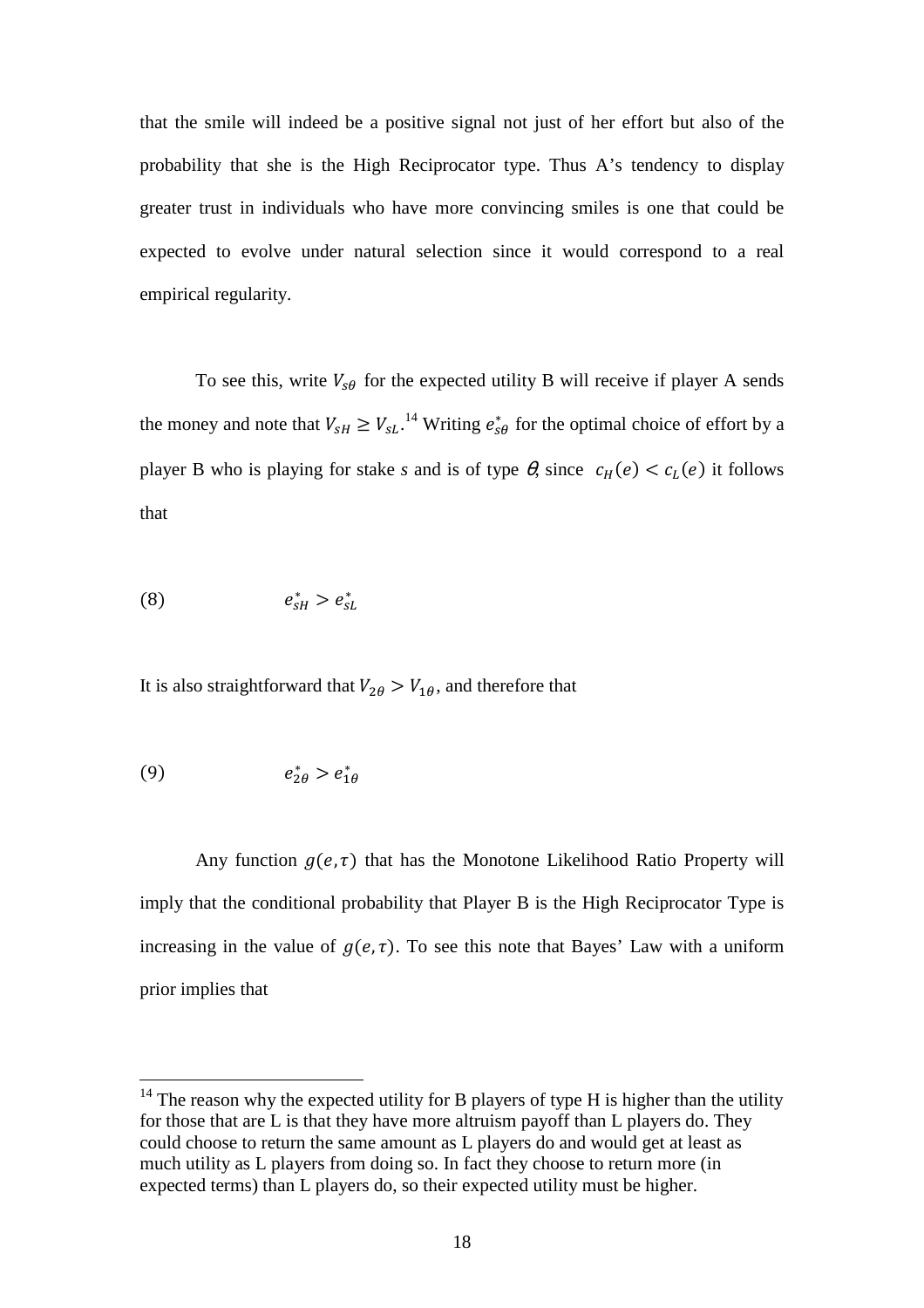that the smile will indeed be a positive signal not just of her effort but also of the probability that she is the High Reciprocator type. Thus A's tendency to display greater trust in individuals who have more convincing smiles is one that could be expected to evolve under natural selection since it would correspond to a real empirical regularity.

To see this, write $V_{s\theta}$ for the expected utility B will receive if player A sends the money and note that $V_{sH} \geq V_{sL}$.[14] Writing $e^*_{s\theta}$ for the optimal choice of effort by a player B who is playing for stake *s* and is of type $\theta$, since $c_H(e) < c_L(e)$ it follows that

$$e^*_{sH} > e^*_{sL} \tag{8}$$

It is also straightforward that $V_{2\theta} > V_{1\theta}$, and therefore that

$$e^*_{2\theta} > e^*_{1\theta} \tag{9}$$

Any function $g(e, \tau)$ that has the Monotone Likelihood Ratio Property will imply that the conditional probability that Player B is the High Reciprocator Type is increasing in the value of $g(e, \tau)$. To see this note that Bayes' Law with a uniform prior implies that

[14] The reason why the expected utility for B players of type H is higher than the utility for those that are L is that they have more altruism payoff than L players do. They could choose to return the same amount as L players do and would get at least as much utility as L players from doing so. In fact they choose to return more (in expected terms) than L players do, so their expected utility must be higher.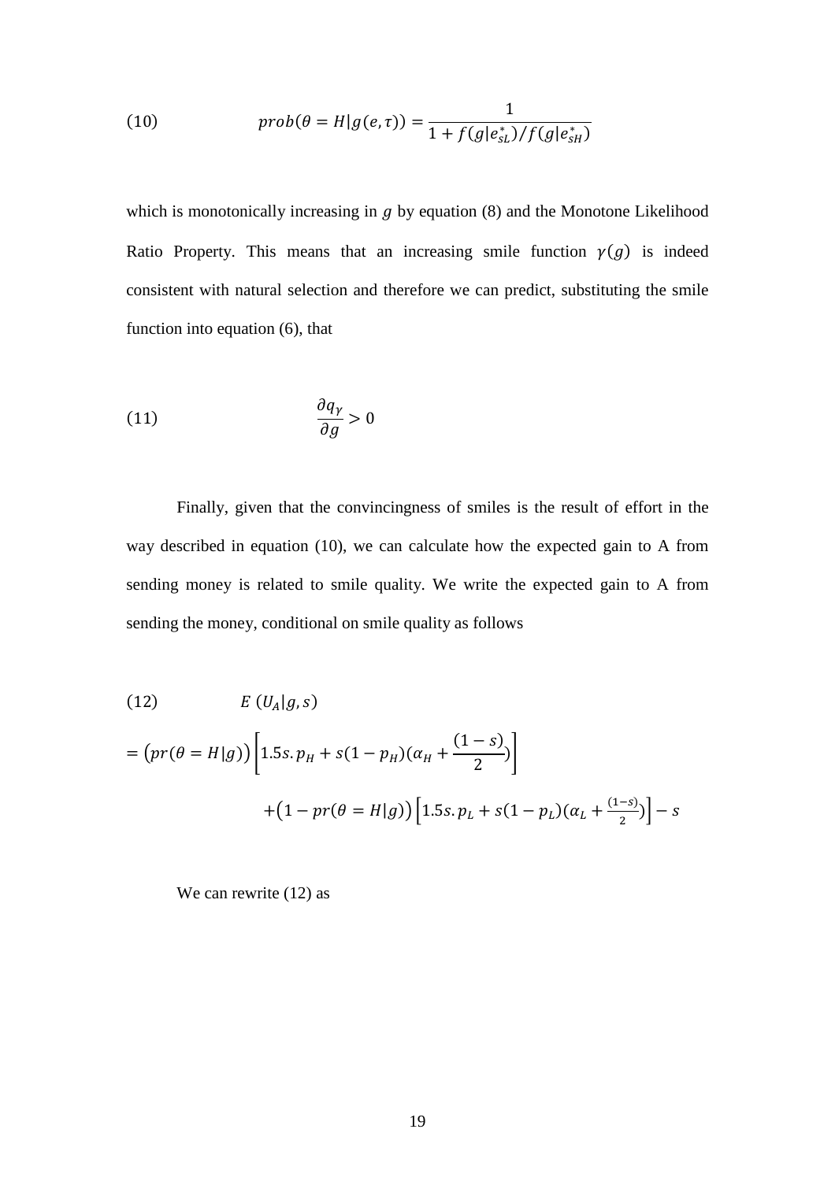$$(10) \qquad prob(\theta = H|g(e,\tau)) = \frac{1}{1 + f(g|e^*_{sL})/f(g|e^*_{sH})}$$

which is monotonically increasing in $g$ by equation (8) and the Monotone Likelihood Ratio Property. This means that an increasing smile function $\gamma(g)$ is indeed consistent with natural selection and therefore we can predict, substituting the smile function into equation (6), that

$$(11) \qquad \frac{\partial q_\gamma}{\partial g} > 0$$

Finally, given that the convincingness of smiles is the result of effort in the way described in equation (10), we can calculate how the expected gain to A from sending money is related to smile quality. We write the expected gain to A from sending the money, conditional on smile quality as follows

$$(12) \qquad E\,(U_A|g,s)$$

$$= \big(pr(\theta = H|g)\big)\left[1.5s.\,p_H + s(1-p_H)(\alpha_H + \frac{(1-s)}{2})\right]$$

$$+\big(1 - pr(\theta = H|g)\big)\left[1.5s.\,p_L + s(1-p_L)(\alpha_L + \tfrac{(1-s)}{2})\right] - s$$

We can rewrite (12) as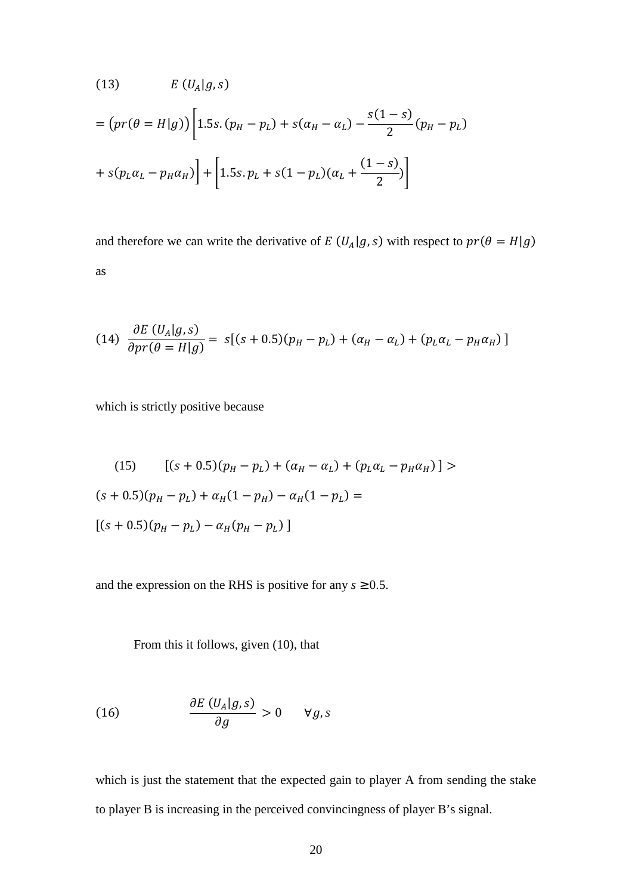$$(13) \qquad E\,(U_A|g,s)$$

$$= \left(pr(\theta = H|g)\right)\left[1.5s.\,(p_H - p_L) + s(\alpha_H - \alpha_L) - \frac{s(1-s)}{2}(p_H - p_L) + s(p_L\alpha_L - p_H\alpha_H)\right] + \left[1.5s.\,p_L + s(1-p_L)(\alpha_L + \frac{(1-s)}{2})\right]$$

and therefore we can write the derivative of $E\,(U_A|g,s)$ with respect to $pr(\theta = H|g)$ as

$$(14) \quad \frac{\partial E\,(U_A|g,s)}{\partial pr(\theta = H|g)} = s[(s+0.5)(p_H - p_L) + (\alpha_H - \alpha_L) + (p_L\alpha_L - p_H\alpha_H)\,]$$

which is strictly positive because

$$(15) \qquad [(s+0.5)(p_H - p_L) + (\alpha_H - \alpha_L) + (p_L\alpha_L - p_H\alpha_H)\,] >$$
$$(s+0.5)(p_H - p_L) + \alpha_H(1-p_H) - \alpha_H(1-p_L) =$$
$$[(s+0.5)(p_H - p_L) - \alpha_H(p_H - p_L)\,]$$

and the expression on the RHS is positive for any $s \geq 0.5$.

From this it follows, given (10), that

$$(16) \qquad \frac{\partial E\,(U_A|g,s)}{\partial g} > 0 \qquad \forall g,s$$

which is just the statement that the expected gain to player A from sending the stake to player B is increasing in the perceived convincingness of player B's signal.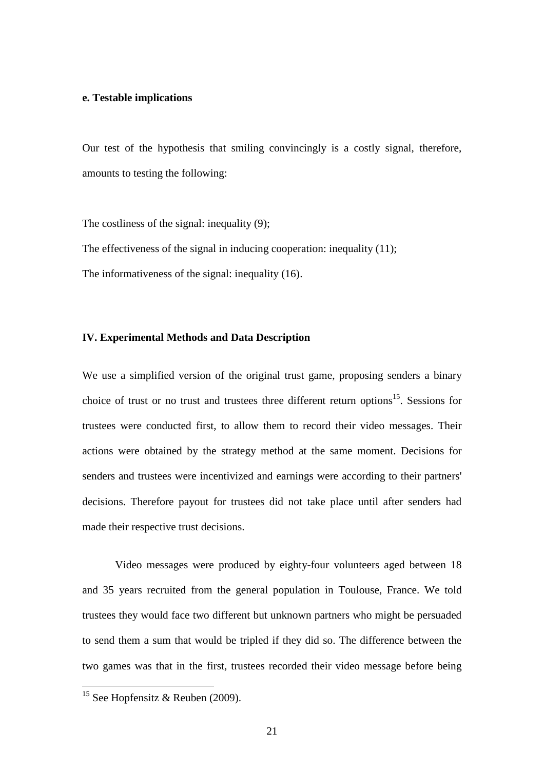**e. Testable implications**

Our test of the hypothesis that smiling convincingly is a costly signal, therefore, amounts to testing the following:

The costliness of the signal: inequality (9);

The effectiveness of the signal in inducing cooperation: inequality (11);

The informativeness of the signal: inequality (16).

**IV. Experimental Methods and Data Description**

We use a simplified version of the original trust game, proposing senders a binary choice of trust or no trust and trustees three different return options[15]. Sessions for trustees were conducted first, to allow them to record their video messages. Their actions were obtained by the strategy method at the same moment. Decisions for senders and trustees were incentivized and earnings were according to their partners' decisions. Therefore payout for trustees did not take place until after senders had made their respective trust decisions.

Video messages were produced by eighty-four volunteers aged between 18 and 35 years recruited from the general population in Toulouse, France. We told trustees they would face two different but unknown partners who might be persuaded to send them a sum that would be tripled if they did so. The difference between the two games was that in the first, trustees recorded their video message before being

[15] See Hopfensitz & Reuben (2009).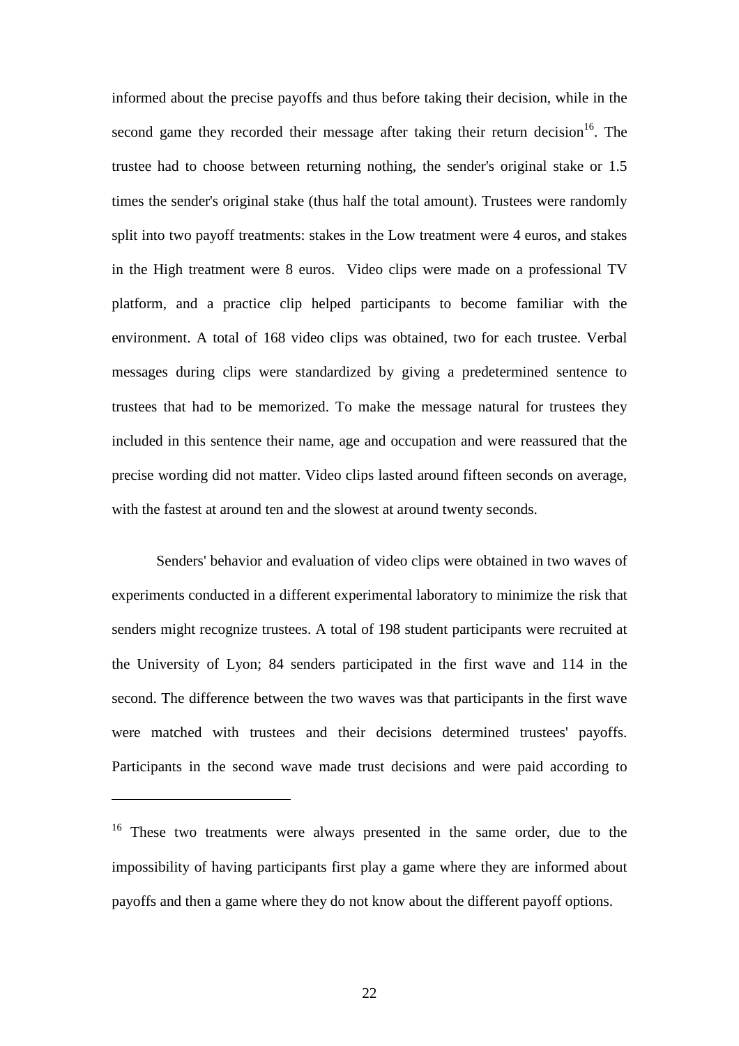informed about the precise payoffs and thus before taking their decision, while in the second game they recorded their message after taking their return decision[16]. The trustee had to choose between returning nothing, the sender's original stake or 1.5 times the sender's original stake (thus half the total amount). Trustees were randomly split into two payoff treatments: stakes in the Low treatment were 4 euros, and stakes in the High treatment were 8 euros. Video clips were made on a professional TV platform, and a practice clip helped participants to become familiar with the environment. A total of 168 video clips was obtained, two for each trustee. Verbal messages during clips were standardized by giving a predetermined sentence to trustees that had to be memorized. To make the message natural for trustees they included in this sentence their name, age and occupation and were reassured that the precise wording did not matter. Video clips lasted around fifteen seconds on average, with the fastest at around ten and the slowest at around twenty seconds.

Senders' behavior and evaluation of video clips were obtained in two waves of experiments conducted in a different experimental laboratory to minimize the risk that senders might recognize trustees. A total of 198 student participants were recruited at the University of Lyon; 84 senders participated in the first wave and 114 in the second. The difference between the two waves was that participants in the first wave were matched with trustees and their decisions determined trustees' payoffs. Participants in the second wave made trust decisions and were paid according to

[16] These two treatments were always presented in the same order, due to the impossibility of having participants first play a game where they are informed about payoffs and then a game where they do not know about the different payoff options.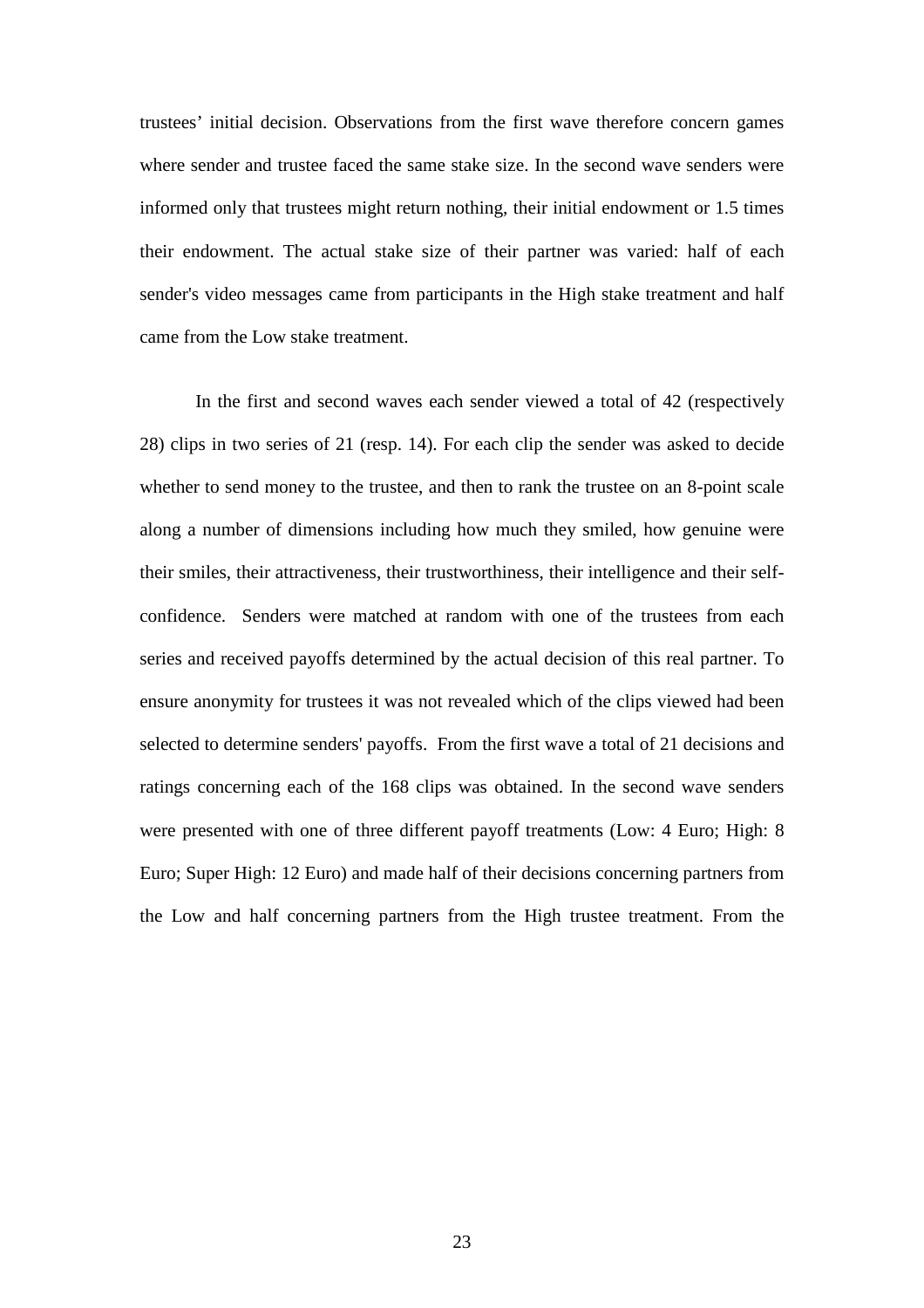trustees' initial decision. Observations from the first wave therefore concern games where sender and trustee faced the same stake size. In the second wave senders were informed only that trustees might return nothing, their initial endowment or 1.5 times their endowment. The actual stake size of their partner was varied: half of each sender's video messages came from participants in the High stake treatment and half came from the Low stake treatment.

In the first and second waves each sender viewed a total of 42 (respectively 28) clips in two series of 21 (resp. 14). For each clip the sender was asked to decide whether to send money to the trustee, and then to rank the trustee on an 8-point scale along a number of dimensions including how much they smiled, how genuine were their smiles, their attractiveness, their trustworthiness, their intelligence and their self-confidence. Senders were matched at random with one of the trustees from each series and received payoffs determined by the actual decision of this real partner. To ensure anonymity for trustees it was not revealed which of the clips viewed had been selected to determine senders' payoffs. From the first wave a total of 21 decisions and ratings concerning each of the 168 clips was obtained. In the second wave senders were presented with one of three different payoff treatments (Low: 4 Euro; High: 8 Euro; Super High: 12 Euro) and made half of their decisions concerning partners from the Low and half concerning partners from the High trustee treatment. From the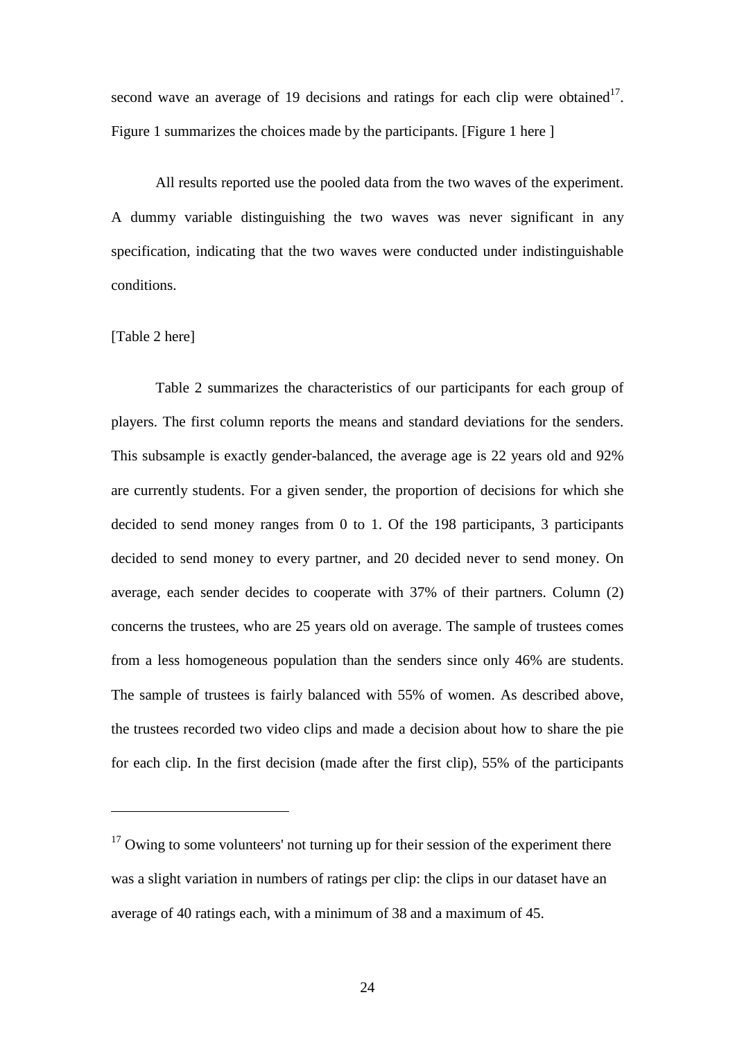second wave an average of 19 decisions and ratings for each clip were obtained[17]. Figure 1 summarizes the choices made by the participants. [Figure 1 here ]

All results reported use the pooled data from the two waves of the experiment. A dummy variable distinguishing the two waves was never significant in any specification, indicating that the two waves were conducted under indistinguishable conditions.

[Table 2 here]

Table 2 summarizes the characteristics of our participants for each group of players. The first column reports the means and standard deviations for the senders. This subsample is exactly gender-balanced, the average age is 22 years old and 92% are currently students. For a given sender, the proportion of decisions for which she decided to send money ranges from 0 to 1. Of the 198 participants, 3 participants decided to send money to every partner, and 20 decided never to send money. On average, each sender decides to cooperate with 37% of their partners. Column (2) concerns the trustees, who are 25 years old on average. The sample of trustees comes from a less homogeneous population than the senders since only 46% are students. The sample of trustees is fairly balanced with 55% of women. As described above, the trustees recorded two video clips and made a decision about how to share the pie for each clip. In the first decision (made after the first clip), 55% of the participants

[17] Owing to some volunteers' not turning up for their session of the experiment there was a slight variation in numbers of ratings per clip: the clips in our dataset have an average of 40 ratings each, with a minimum of 38 and a maximum of 45.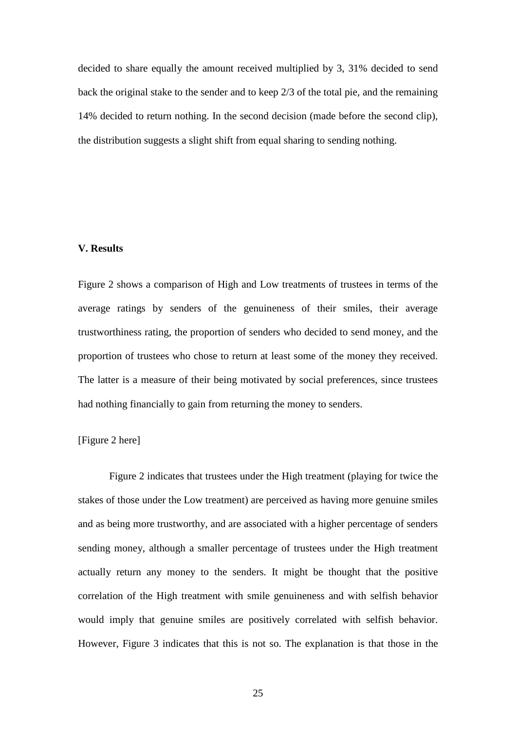decided to share equally the amount received multiplied by 3, 31% decided to send back the original stake to the sender and to keep 2/3 of the total pie, and the remaining 14% decided to return nothing. In the second decision (made before the second clip), the distribution suggests a slight shift from equal sharing to sending nothing.

**V. Results**

Figure 2 shows a comparison of High and Low treatments of trustees in terms of the average ratings by senders of the genuineness of their smiles, their average trustworthiness rating, the proportion of senders who decided to send money, and the proportion of trustees who chose to return at least some of the money they received. The latter is a measure of their being motivated by social preferences, since trustees had nothing financially to gain from returning the money to senders.

[Figure 2 here]

Figure 2 indicates that trustees under the High treatment (playing for twice the stakes of those under the Low treatment) are perceived as having more genuine smiles and as being more trustworthy, and are associated with a higher percentage of senders sending money, although a smaller percentage of trustees under the High treatment actually return any money to the senders. It might be thought that the positive correlation of the High treatment with smile genuineness and with selfish behavior would imply that genuine smiles are positively correlated with selfish behavior. However, Figure 3 indicates that this is not so. The explanation is that those in the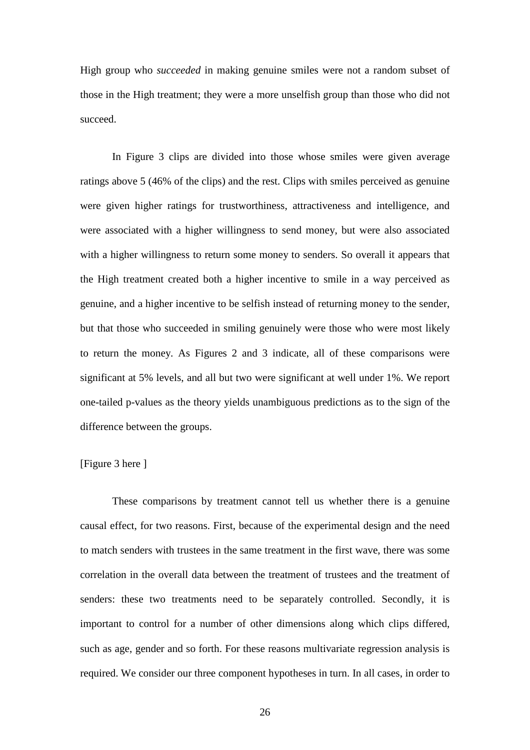High group who *succeeded* in making genuine smiles were not a random subset of those in the High treatment; they were a more unselfish group than those who did not succeed.

In Figure 3 clips are divided into those whose smiles were given average ratings above 5 (46% of the clips) and the rest. Clips with smiles perceived as genuine were given higher ratings for trustworthiness, attractiveness and intelligence, and were associated with a higher willingness to send money, but were also associated with a higher willingness to return some money to senders. So overall it appears that the High treatment created both a higher incentive to smile in a way perceived as genuine, and a higher incentive to be selfish instead of returning money to the sender, but that those who succeeded in smiling genuinely were those who were most likely to return the money. As Figures 2 and 3 indicate, all of these comparisons were significant at 5% levels, and all but two were significant at well under 1%. We report one-tailed p-values as the theory yields unambiguous predictions as to the sign of the difference between the groups.

[Figure 3 here ]

These comparisons by treatment cannot tell us whether there is a genuine causal effect, for two reasons. First, because of the experimental design and the need to match senders with trustees in the same treatment in the first wave, there was some correlation in the overall data between the treatment of trustees and the treatment of senders: these two treatments need to be separately controlled. Secondly, it is important to control for a number of other dimensions along which clips differed, such as age, gender and so forth. For these reasons multivariate regression analysis is required. We consider our three component hypotheses in turn. In all cases, in order to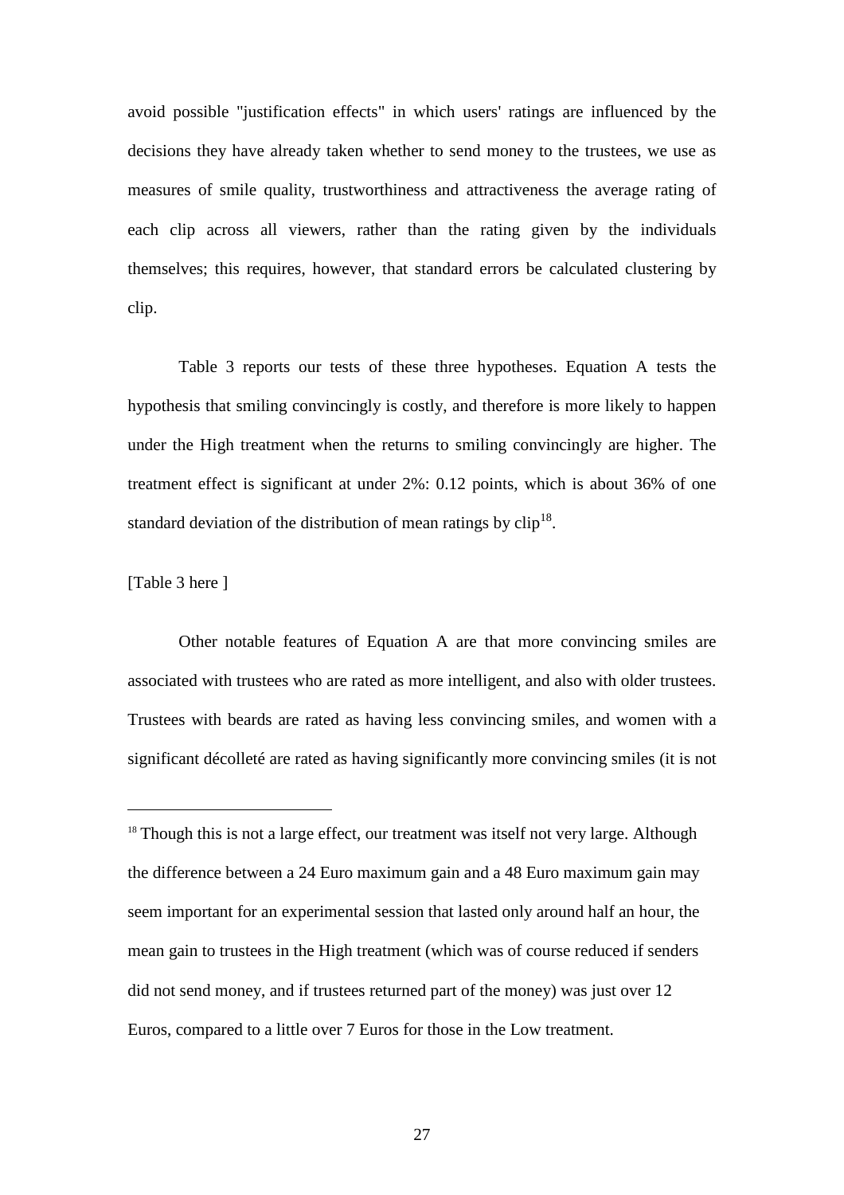avoid possible "justification effects" in which users' ratings are influenced by the decisions they have already taken whether to send money to the trustees, we use as measures of smile quality, trustworthiness and attractiveness the average rating of each clip across all viewers, rather than the rating given by the individuals themselves; this requires, however, that standard errors be calculated clustering by clip.

Table 3 reports our tests of these three hypotheses. Equation A tests the hypothesis that smiling convincingly is costly, and therefore is more likely to happen under the High treatment when the returns to smiling convincingly are higher. The treatment effect is significant at under 2%: 0.12 points, which is about 36% of one standard deviation of the distribution of mean ratings by clip[18].

[Table 3 here ]

Other notable features of Equation A are that more convincing smiles are associated with trustees who are rated as more intelligent, and also with older trustees. Trustees with beards are rated as having less convincing smiles, and women with a significant décolleté are rated as having significantly more convincing smiles (it is not

---

[18] Though this is not a large effect, our treatment was itself not very large. Although the difference between a 24 Euro maximum gain and a 48 Euro maximum gain may seem important for an experimental session that lasted only around half an hour, the mean gain to trustees in the High treatment (which was of course reduced if senders did not send money, and if trustees returned part of the money) was just over 12 Euros, compared to a little over 7 Euros for those in the Low treatment.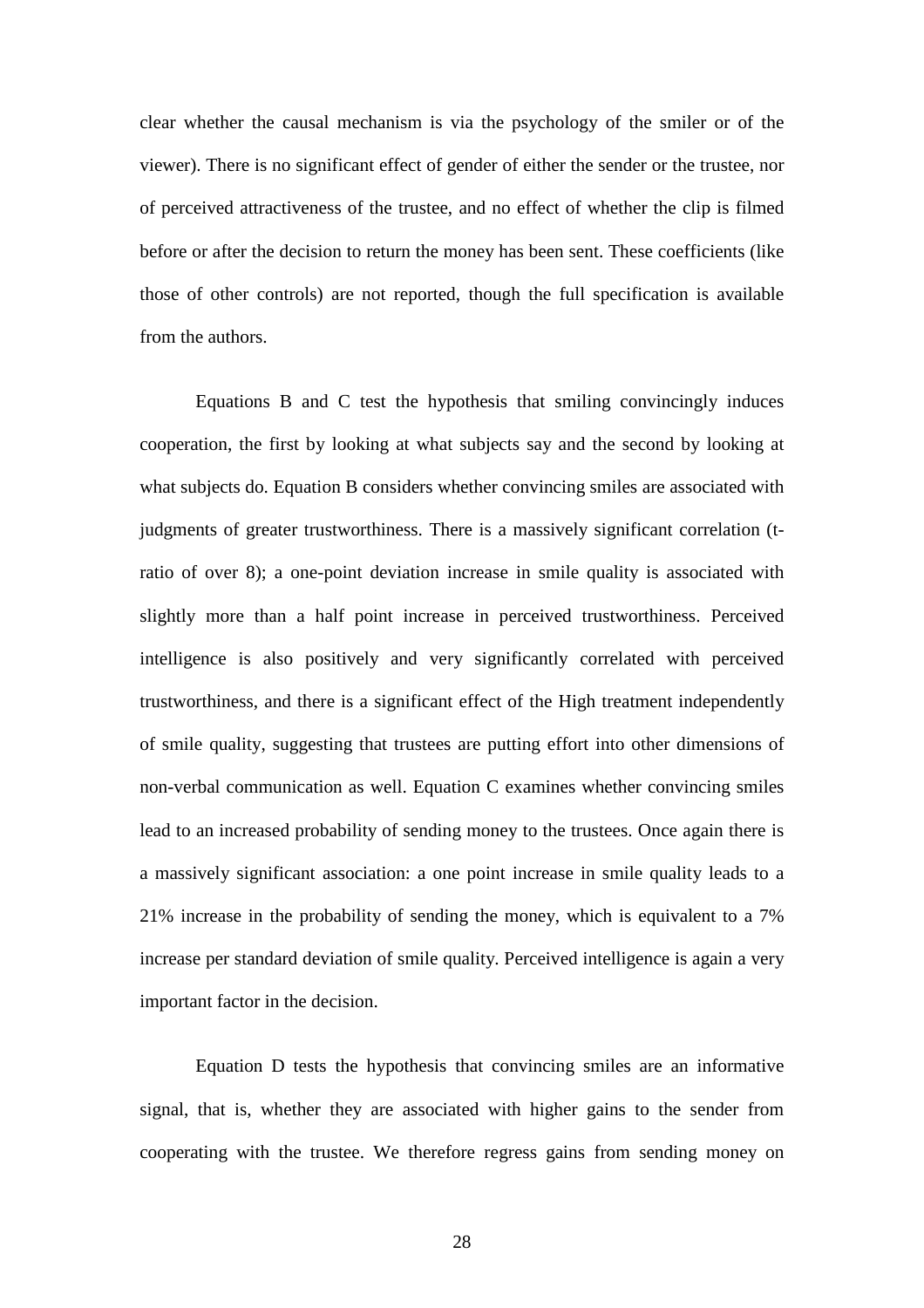clear whether the causal mechanism is via the psychology of the smiler or of the viewer). There is no significant effect of gender of either the sender or the trustee, nor of perceived attractiveness of the trustee, and no effect of whether the clip is filmed before or after the decision to return the money has been sent. These coefficients (like those of other controls) are not reported, though the full specification is available from the authors.

Equations B and C test the hypothesis that smiling convincingly induces cooperation, the first by looking at what subjects say and the second by looking at what subjects do. Equation B considers whether convincing smiles are associated with judgments of greater trustworthiness. There is a massively significant correlation (t-ratio of over 8); a one-point deviation increase in smile quality is associated with slightly more than a half point increase in perceived trustworthiness. Perceived intelligence is also positively and very significantly correlated with perceived trustworthiness, and there is a significant effect of the High treatment independently of smile quality, suggesting that trustees are putting effort into other dimensions of non-verbal communication as well. Equation C examines whether convincing smiles lead to an increased probability of sending money to the trustees. Once again there is a massively significant association: a one point increase in smile quality leads to a 21% increase in the probability of sending the money, which is equivalent to a 7% increase per standard deviation of smile quality. Perceived intelligence is again a very important factor in the decision.

Equation D tests the hypothesis that convincing smiles are an informative signal, that is, whether they are associated with higher gains to the sender from cooperating with the trustee. We therefore regress gains from sending money on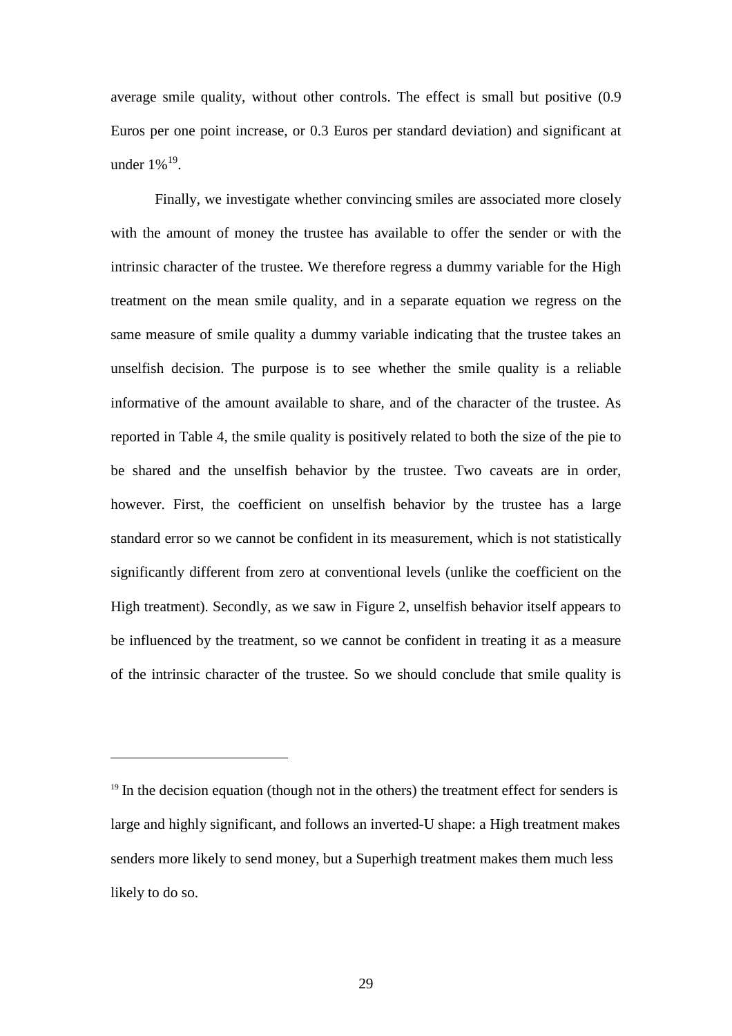average smile quality, without other controls. The effect is small but positive (0.9 Euros per one point increase, or 0.3 Euros per standard deviation) and significant at under 1%[19].

Finally, we investigate whether convincing smiles are associated more closely with the amount of money the trustee has available to offer the sender or with the intrinsic character of the trustee. We therefore regress a dummy variable for the High treatment on the mean smile quality, and in a separate equation we regress on the same measure of smile quality a dummy variable indicating that the trustee takes an unselfish decision. The purpose is to see whether the smile quality is a reliable informative of the amount available to share, and of the character of the trustee. As reported in Table 4, the smile quality is positively related to both the size of the pie to be shared and the unselfish behavior by the trustee. Two caveats are in order, however. First, the coefficient on unselfish behavior by the trustee has a large standard error so we cannot be confident in its measurement, which is not statistically significantly different from zero at conventional levels (unlike the coefficient on the High treatment). Secondly, as we saw in Figure 2, unselfish behavior itself appears to be influenced by the treatment, so we cannot be confident in treating it as a measure of the intrinsic character of the trustee. So we should conclude that smile quality is

[19] In the decision equation (though not in the others) the treatment effect for senders is large and highly significant, and follows an inverted-U shape: a High treatment makes senders more likely to send money, but a Superhigh treatment makes them much less likely to do so.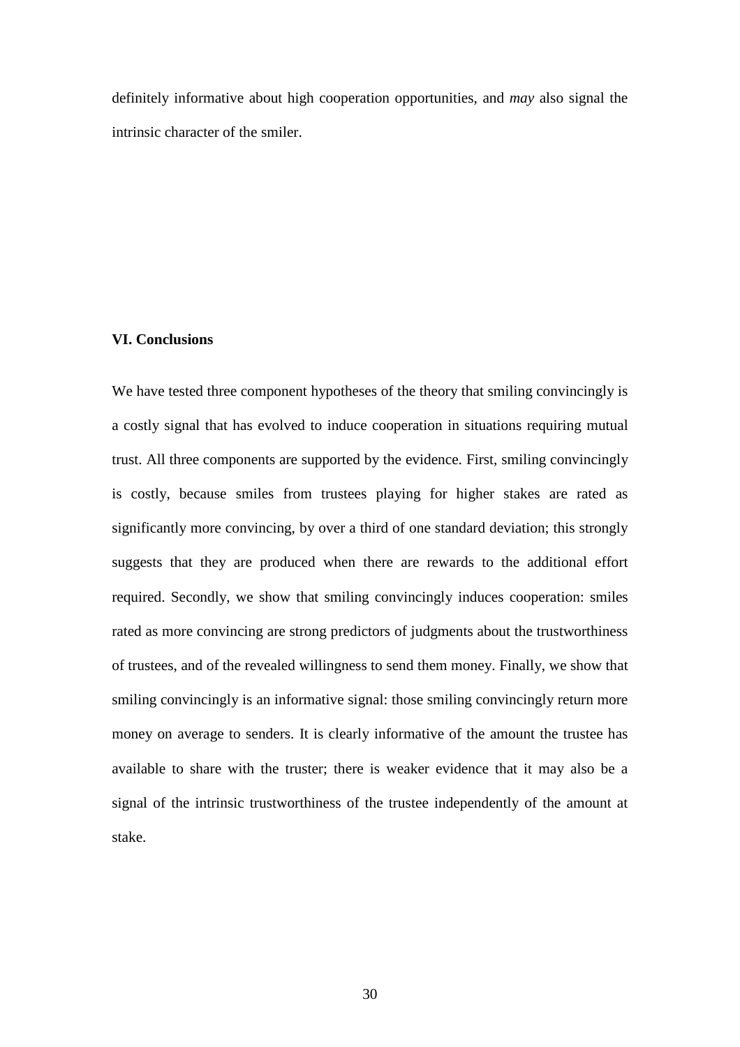definitely informative about high cooperation opportunities, and *may* also signal the intrinsic character of the smiler.

## VI. Conclusions

We have tested three component hypotheses of the theory that smiling convincingly is a costly signal that has evolved to induce cooperation in situations requiring mutual trust. All three components are supported by the evidence. First, smiling convincingly is costly, because smiles from trustees playing for higher stakes are rated as significantly more convincing, by over a third of one standard deviation; this strongly suggests that they are produced when there are rewards to the additional effort required. Secondly, we show that smiling convincingly induces cooperation: smiles rated as more convincing are strong predictors of judgments about the trustworthiness of trustees, and of the revealed willingness to send them money. Finally, we show that smiling convincingly is an informative signal: those smiling convincingly return more money on average to senders. It is clearly informative of the amount the trustee has available to share with the truster; there is weaker evidence that it may also be a signal of the intrinsic trustworthiness of the trustee independently of the amount at stake.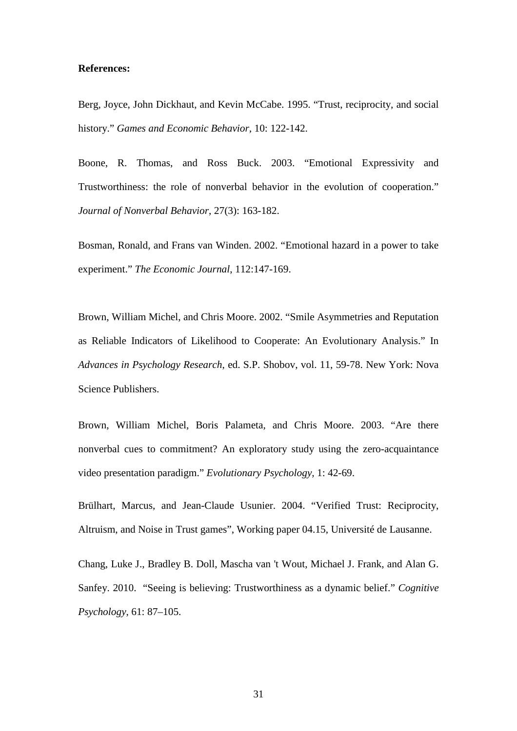**References:**

Berg, Joyce, John Dickhaut, and Kevin McCabe. 1995. “Trust, reciprocity, and social history.” *Games and Economic Behavior*, 10: 122-142.

Boone, R. Thomas, and Ross Buck. 2003. “Emotional Expressivity and Trustworthiness: the role of nonverbal behavior in the evolution of cooperation.” *Journal of Nonverbal Behavior*, 27(3): 163-182.

Bosman, Ronald, and Frans van Winden. 2002. “Emotional hazard in a power to take experiment.” *The Economic Journal*, 112:147-169.

Brown, William Michel, and Chris Moore. 2002. “Smile Asymmetries and Reputation as Reliable Indicators of Likelihood to Cooperate: An Evolutionary Analysis.” In *Advances in Psychology Research*, ed. S.P. Shobov, vol. 11, 59-78. New York: Nova Science Publishers.

Brown, William Michel, Boris Palameta, and Chris Moore. 2003. “Are there nonverbal cues to commitment? An exploratory study using the zero-acquaintance video presentation paradigm.” *Evolutionary Psychology*, 1: 42-69.

Brülhart, Marcus, and Jean-Claude Usunier. 2004. “Verified Trust: Reciprocity, Altruism, and Noise in Trust games”, Working paper 04.15, Université de Lausanne.

Chang, Luke J., Bradley B. Doll, Mascha van 't Wout, Michael J. Frank, and Alan G. Sanfey. 2010. “Seeing is believing: Trustworthiness as a dynamic belief.” *Cognitive Psychology*, 61: 87–105.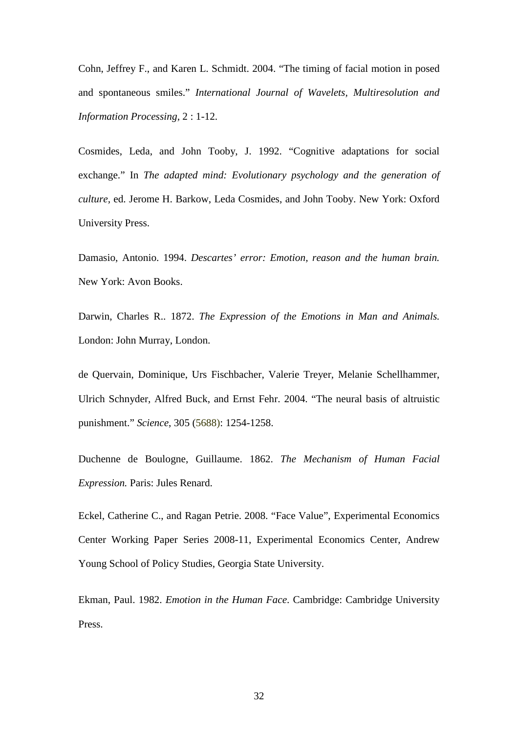Cohn, Jeffrey F., and Karen L. Schmidt. 2004. "The timing of facial motion in posed and spontaneous smiles." *International Journal of Wavelets, Multiresolution and Information Processing*, 2 : 1-12.

Cosmides, Leda, and John Tooby, J. 1992. "Cognitive adaptations for social exchange." In *The adapted mind: Evolutionary psychology and the generation of culture,* ed. Jerome H. Barkow, Leda Cosmides, and John Tooby. New York: Oxford University Press.

Damasio, Antonio. 1994. *Descartes' error: Emotion, reason and the human brain.* New York: Avon Books.

Darwin, Charles R.. 1872. *The Expression of the Emotions in Man and Animals.* London: John Murray, London.

de Quervain, Dominique, Urs Fischbacher, Valerie Treyer, Melanie Schellhammer, Ulrich Schnyder, Alfred Buck, and Ernst Fehr. 2004. "The neural basis of altruistic punishment." *Science*, 305 (5688): 1254-1258.

Duchenne de Boulogne, Guillaume. 1862. *The Mechanism of Human Facial Expression.* Paris: Jules Renard.

Eckel, Catherine C., and Ragan Petrie. 2008. "Face Value", Experimental Economics Center Working Paper Series 2008-11, Experimental Economics Center, Andrew Young School of Policy Studies, Georgia State University.

Ekman, Paul. 1982. *Emotion in the Human Face*. Cambridge: Cambridge University Press.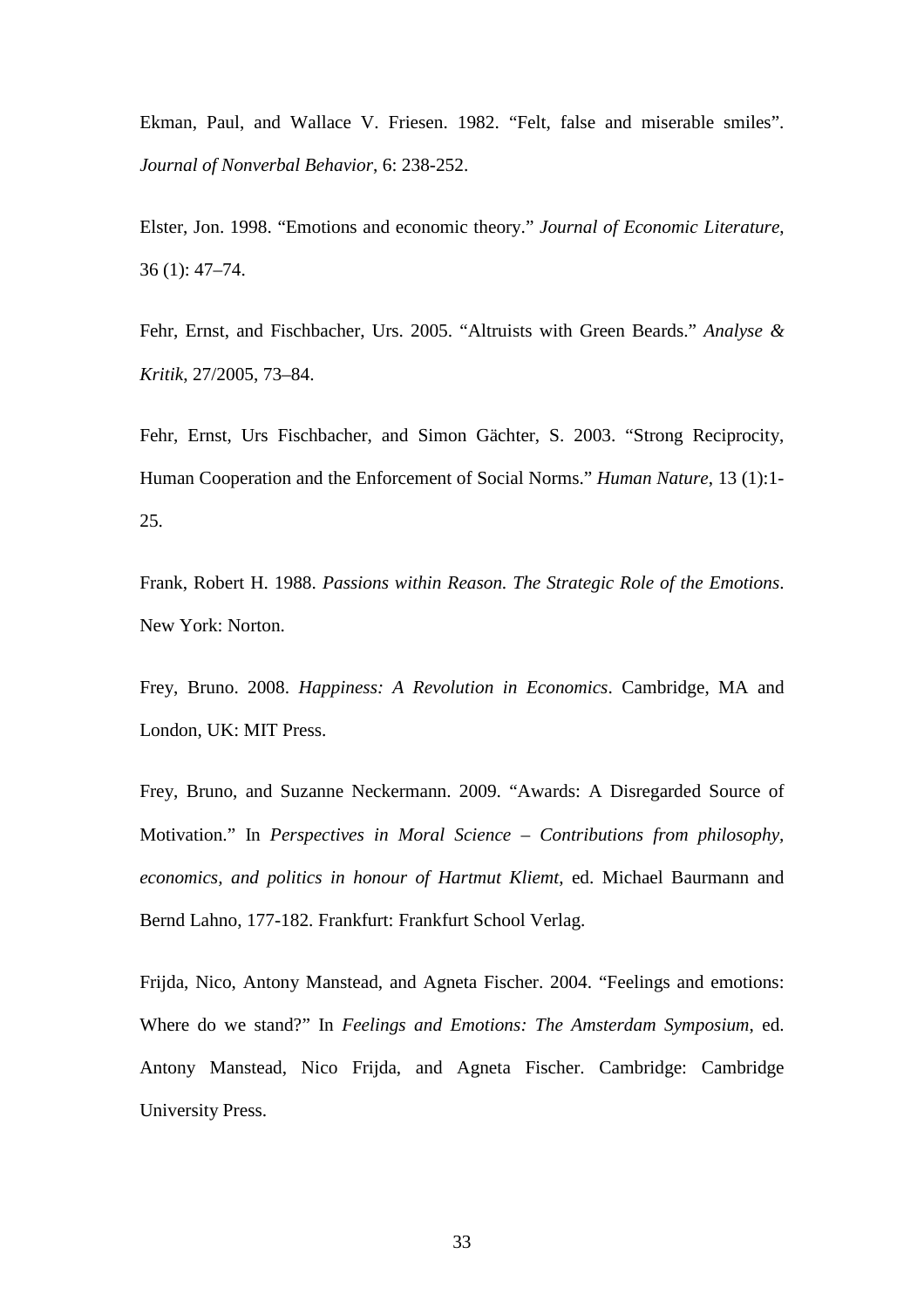Ekman, Paul, and Wallace V. Friesen. 1982. “Felt, false and miserable smiles”. *Journal of Nonverbal Behavior*, 6: 238-252.

Elster, Jon. 1998. “Emotions and economic theory.” *Journal of Economic Literature*, 36 (1): 47–74.

Fehr, Ernst, and Fischbacher, Urs. 2005. “Altruists with Green Beards.” *Analyse & Kritik*, 27/2005, 73–84.

Fehr, Ernst, Urs Fischbacher, and Simon Gächter, S. 2003. “Strong Reciprocity, Human Cooperation and the Enforcement of Social Norms.” *Human Nature*, 13 (1):1-25.

Frank, Robert H. 1988. *Passions within Reason. The Strategic Role of the Emotions*. New York: Norton.

Frey, Bruno. 2008. *Happiness: A Revolution in Economics*. Cambridge, MA and London, UK: MIT Press.

Frey, Bruno, and Suzanne Neckermann. 2009. “Awards: A Disregarded Source of Motivation.” In *Perspectives in Moral Science – Contributions from philosophy, economics, and politics in honour of Hartmut Kliemt*, ed. Michael Baurmann and Bernd Lahno, 177-182. Frankfurt: Frankfurt School Verlag.

Frijda, Nico, Antony Manstead, and Agneta Fischer. 2004. “Feelings and emotions: Where do we stand?” In *Feelings and Emotions: The Amsterdam Symposium*, ed. Antony Manstead, Nico Frijda, and Agneta Fischer. Cambridge: Cambridge University Press.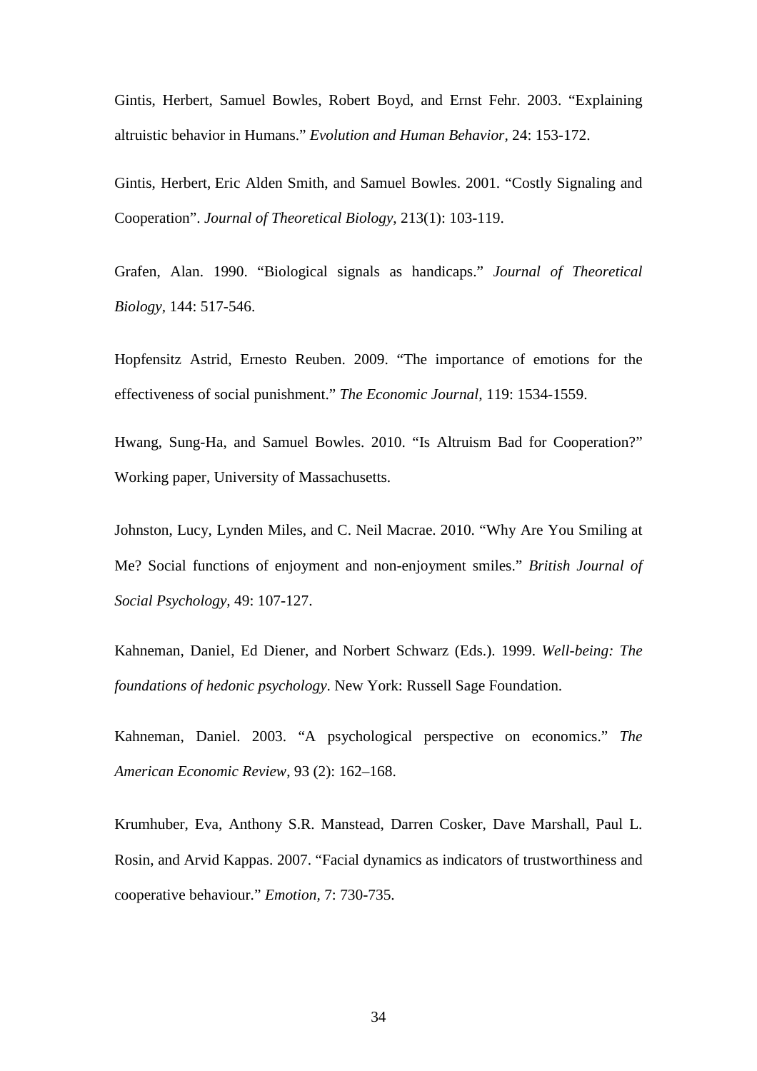Gintis, Herbert, Samuel Bowles, Robert Boyd, and Ernst Fehr. 2003. "Explaining altruistic behavior in Humans." *Evolution and Human Behavior,* 24: 153-172.

Gintis, Herbert, Eric Alden Smith, and Samuel Bowles. 2001. "Costly Signaling and Cooperation". *Journal of Theoretical Biology,* 213(1): 103-119.

Grafen, Alan. 1990. "Biological signals as handicaps." *Journal of Theoretical Biology,* 144: 517-546.

Hopfensitz Astrid, Ernesto Reuben. 2009. "The importance of emotions for the effectiveness of social punishment." *The Economic Journal,* 119: 1534-1559.

Hwang, Sung-Ha, and Samuel Bowles. 2010. "Is Altruism Bad for Cooperation?" Working paper, University of Massachusetts.

Johnston, Lucy, Lynden Miles, and C. Neil Macrae. 2010. "Why Are You Smiling at Me? Social functions of enjoyment and non-enjoyment smiles." *British Journal of Social Psychology,* 49: 107-127.

Kahneman, Daniel, Ed Diener, and Norbert Schwarz (Eds.). 1999. *Well-being: The foundations of hedonic psychology*. New York: Russell Sage Foundation.

Kahneman, Daniel. 2003. "A psychological perspective on economics." *The American Economic Review,* 93 (2): 162–168.

Krumhuber, Eva, Anthony S.R. Manstead, Darren Cosker, Dave Marshall, Paul L. Rosin, and Arvid Kappas. 2007. "Facial dynamics as indicators of trustworthiness and cooperative behaviour." *Emotion,* 7: 730-735.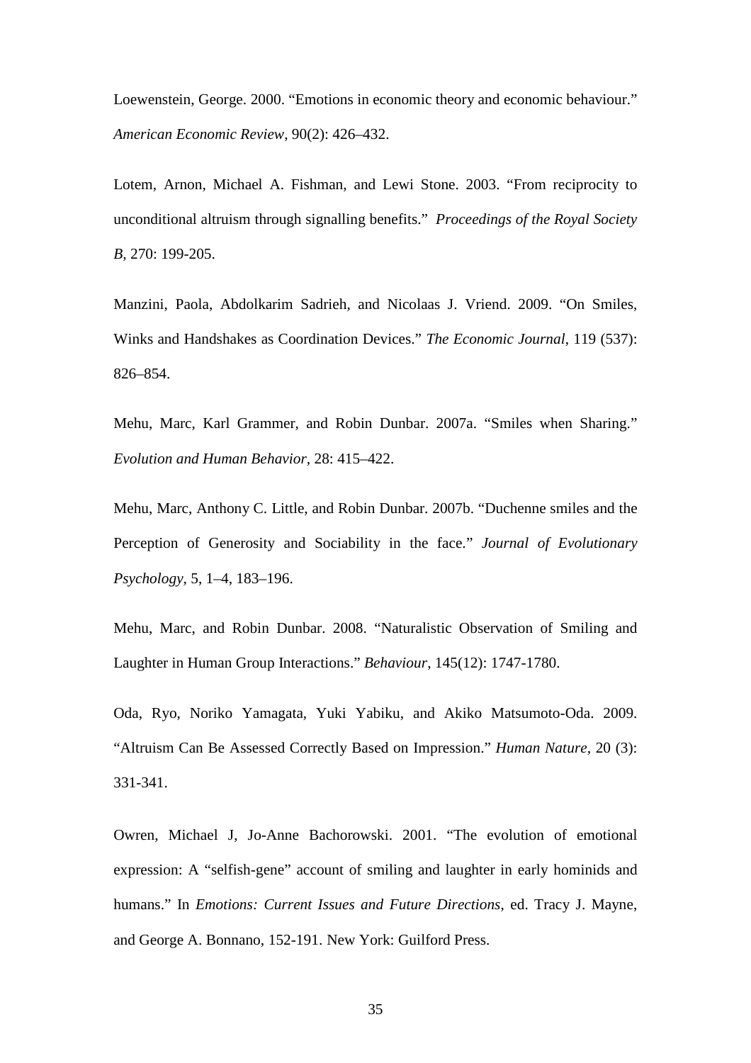Loewenstein, George. 2000. "Emotions in economic theory and economic behaviour." *American Economic Review*, 90(2): 426–432.

Lotem, Arnon, Michael A. Fishman, and Lewi Stone. 2003. "From reciprocity to unconditional altruism through signalling benefits." *Proceedings of the Royal Society B,* 270: 199-205.

Manzini, Paola, Abdolkarim Sadrieh, and Nicolaas J. Vriend. 2009. "On Smiles, Winks and Handshakes as Coordination Devices." *The Economic Journal*, 119 (537): 826–854.

Mehu, Marc, Karl Grammer, and Robin Dunbar. 2007a. "Smiles when Sharing." *Evolution and Human Behavior*, 28: 415–422.

Mehu, Marc, Anthony C. Little, and Robin Dunbar. 2007b. "Duchenne smiles and the Perception of Generosity and Sociability in the face." *Journal of Evolutionary Psychology*, 5, 1–4, 183–196.

Mehu, Marc, and Robin Dunbar. 2008. "Naturalistic Observation of Smiling and Laughter in Human Group Interactions." *Behaviour*, 145(12): 1747-1780.

Oda, Ryo, Noriko Yamagata, Yuki Yabiku, and Akiko Matsumoto-Oda. 2009. "Altruism Can Be Assessed Correctly Based on Impression." *Human Nature*, 20 (3): 331-341.

Owren, Michael J, Jo-Anne Bachorowski. 2001. "The evolution of emotional expression: A "selfish-gene" account of smiling and laughter in early hominids and humans." In *Emotions: Current Issues and Future Directions*, ed. Tracy J. Mayne, and George A. Bonnano, 152-191. New York: Guilford Press.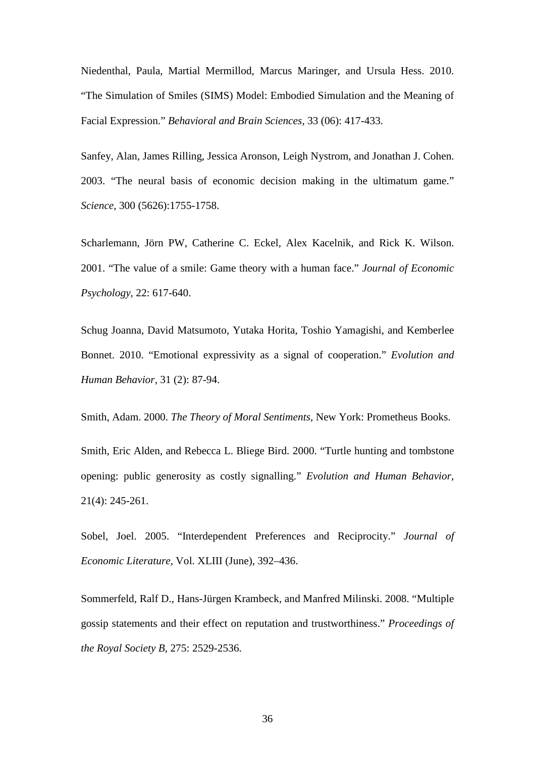Niedenthal, Paula, Martial Mermillod, Marcus Maringer, and Ursula Hess. 2010. "The Simulation of Smiles (SIMS) Model: Embodied Simulation and the Meaning of Facial Expression." *Behavioral and Brain Sciences*, 33 (06): 417-433.

Sanfey, Alan, James Rilling, Jessica Aronson, Leigh Nystrom, and Jonathan J. Cohen. 2003. "The neural basis of economic decision making in the ultimatum game." *Science*, 300 (5626):1755-1758.

Scharlemann, Jörn PW, Catherine C. Eckel, Alex Kacelnik, and Rick K. Wilson. 2001. "The value of a smile: Game theory with a human face." *Journal of Economic Psychology*, 22: 617-640.

Schug Joanna, David Matsumoto, Yutaka Horita, Toshio Yamagishi, and Kemberlee Bonnet. 2010. "Emotional expressivity as a signal of cooperation." *Evolution and Human Behavior*, 31 (2): 87-94.

Smith, Adam. 2000. *The Theory of Moral Sentiments*, New York: Prometheus Books.

Smith, Eric Alden, and Rebecca L. Bliege Bird. 2000. "Turtle hunting and tombstone opening: public generosity as costly signalling." *Evolution and Human Behavior*, 21(4): 245-261.

Sobel, Joel. 2005. "Interdependent Preferences and Reciprocity." *Journal of Economic Literature*, Vol. XLIII (June), 392–436.

Sommerfeld, Ralf D., Hans-Jürgen Krambeck, and Manfred Milinski. 2008. "Multiple gossip statements and their effect on reputation and trustworthiness." *Proceedings of the Royal Society B*, 275: 2529-2536.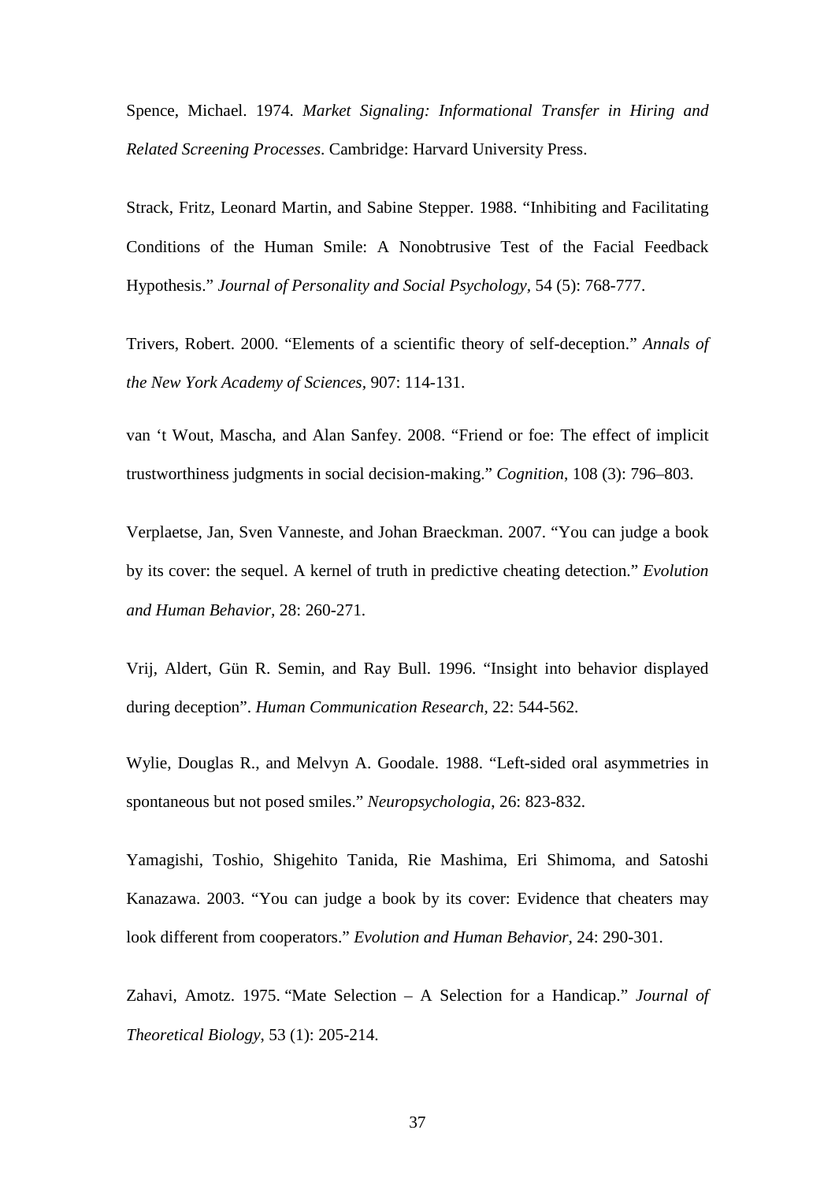Spence, Michael. 1974. *Market Signaling: Informational Transfer in Hiring and Related Screening Processes*. Cambridge: Harvard University Press.

Strack, Fritz, Leonard Martin, and Sabine Stepper. 1988. "Inhibiting and Facilitating Conditions of the Human Smile: A Nonobtrusive Test of the Facial Feedback Hypothesis." *Journal of Personality and Social Psychology*, 54 (5): 768-777.

Trivers, Robert. 2000. "Elements of a scientific theory of self-deception." *Annals of the New York Academy of Sciences*, 907: 114-131.

van 't Wout, Mascha, and Alan Sanfey. 2008. "Friend or foe: The effect of implicit trustworthiness judgments in social decision-making." *Cognition*, 108 (3): 796–803.

Verplaetse, Jan, Sven Vanneste, and Johan Braeckman. 2007. "You can judge a book by its cover: the sequel. A kernel of truth in predictive cheating detection." *Evolution and Human Behavior*, 28: 260-271.

Vrij, Aldert, Gün R. Semin, and Ray Bull. 1996. "Insight into behavior displayed during deception". *Human Communication Research*, 22: 544-562.

Wylie, Douglas R., and Melvyn A. Goodale. 1988. "Left-sided oral asymmetries in spontaneous but not posed smiles." *Neuropsychologia*, 26: 823-832.

Yamagishi, Toshio, Shigehito Tanida, Rie Mashima, Eri Shimoma, and Satoshi Kanazawa. 2003. "You can judge a book by its cover: Evidence that cheaters may look different from cooperators." *Evolution and Human Behavior*, 24: 290-301.

Zahavi, Amotz. 1975. "Mate Selection – A Selection for a Handicap." *Journal of Theoretical Biology*, 53 (1): 205-214.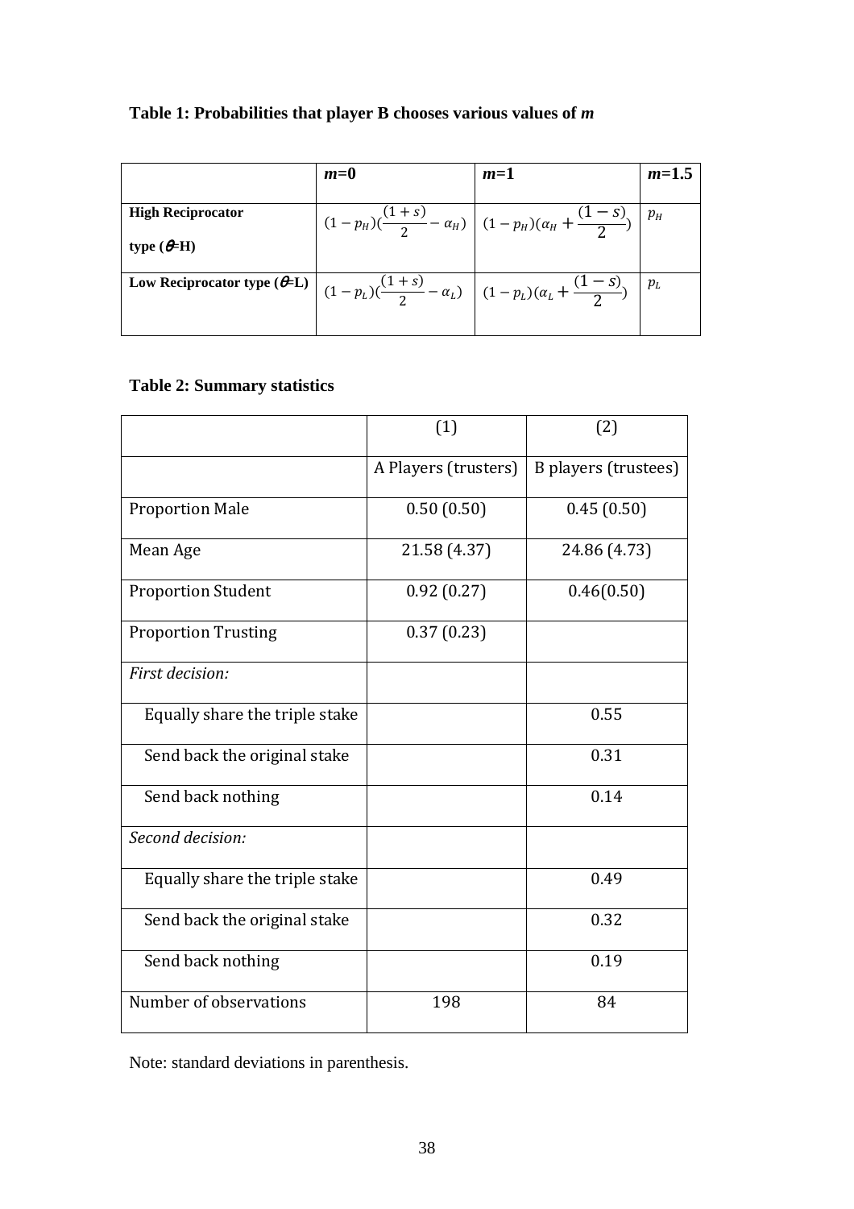**Table 1: Probabilities that player B chooses various values of *m***

| | $m$=0 | $m$=1 | $m$=1.5 |
|---|---|---|---|
| **High Reciprocator type ($\theta$=H)** | $(1-p_H)(\frac{(1+s)}{2}-\alpha_H)$ | $(1-p_H)(\alpha_H+\frac{(1-s)}{2})$ | $p_H$ |
| **Low Reciprocator type ($\theta$=L)** | $(1-p_L)(\frac{(1+s)}{2}-\alpha_L)$ | $(1-p_L)(\alpha_L+\frac{(1-s)}{2})$ | $p_L$ |

**Table 2: Summary statistics**

| | (1) | (2) |
|---|---|---|
| | A Players (trusters) | B players (trustees) |
| Proportion Male | 0.50 (0.50) | 0.45 (0.50) |
| Mean Age | 21.58 (4.37) | 24.86 (4.73) |
| Proportion Student | 0.92 (0.27) | 0.46(0.50) |
| Proportion Trusting | 0.37 (0.23) | |
| *First decision:* | | |
| Equally share the triple stake | | 0.55 |
| Send back the original stake | | 0.31 |
| Send back nothing | | 0.14 |
| *Second decision:* | | |
| Equally share the triple stake | | 0.49 |
| Send back the original stake | | 0.32 |
| Send back nothing | | 0.19 |
| Number of observations | 198 | 84 |

Note: standard deviations in parenthesis.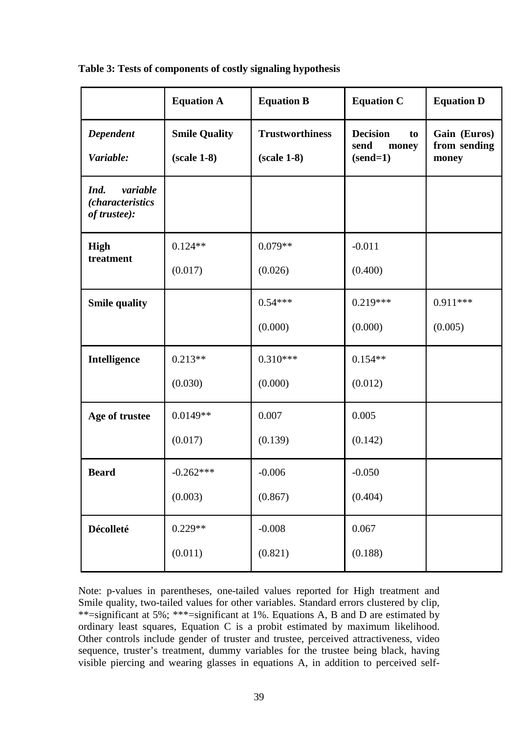**Table 3: Tests of components of costly signaling hypothesis**

| | Equation A | Equation B | Equation C | Equation D |
|---|---|---|---|---|
| ***Dependent Variable:*** | **Smile Quality (scale 1-8)** | **Trustworthiness (scale 1-8)** | **Decision to send money (send=1)** | **Gain (Euros) from sending money** |
| ***Ind. variable (characteristics of trustee):*** | | | | |
| **High treatment** | 0.124** (0.017) | 0.079** (0.026) | -0.011 (0.400) | |
| **Smile quality** | | 0.54*** (0.000) | 0.219*** (0.000) | 0.911*** (0.005) |
| **Intelligence** | 0.213** (0.030) | 0.310*** (0.000) | 0.154** (0.012) | |
| **Age of trustee** | 0.0149** (0.017) | 0.007 (0.139) | 0.005 (0.142) | |
| **Beard** | -0.262*** (0.003) | -0.006 (0.867) | -0.050 (0.404) | |
| **Décolleté** | 0.229** (0.011) | -0.008 (0.821) | 0.067 (0.188) | |

Note: p-values in parentheses, one-tailed values reported for High treatment and Smile quality, two-tailed values for other variables. Standard errors clustered by clip, **=significant at 5%; ***=significant at 1%. Equations A, B and D are estimated by ordinary least squares, Equation C is a probit estimated by maximum likelihood. Other controls include gender of truster and trustee, perceived attractiveness, video sequence, truster's treatment, dummy variables for the trustee being black, having visible piercing and wearing glasses in equations A, in addition to perceived self-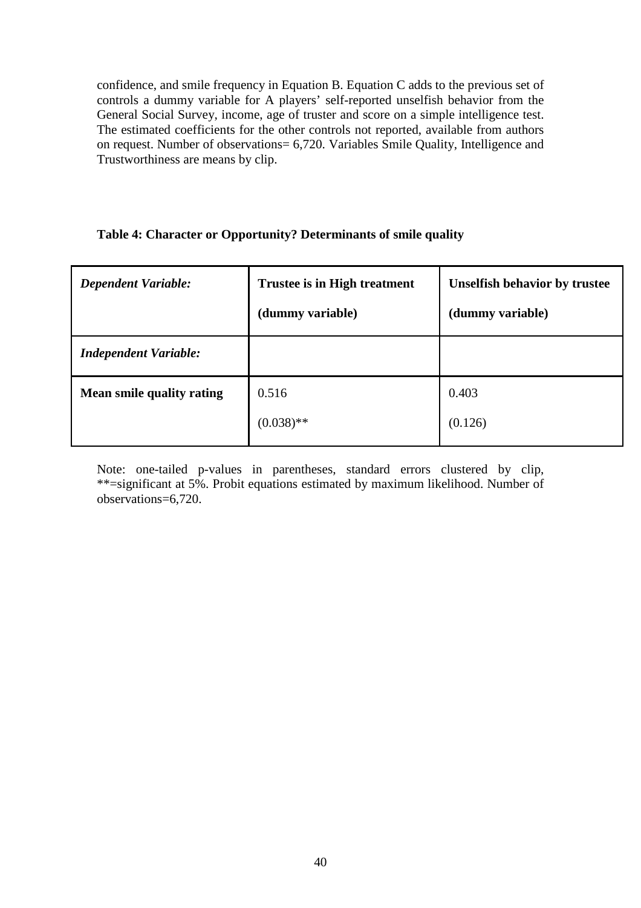confidence, and smile frequency in Equation B. Equation C adds to the previous set of controls a dummy variable for A players' self-reported unselfish behavior from the General Social Survey, income, age of truster and score on a simple intelligence test. The estimated coefficients for the other controls not reported, available from authors on request. Number of observations= 6,720. Variables Smile Quality, Intelligence and Trustworthiness are means by clip.

**Table 4: Character or Opportunity? Determinants of smile quality**

| ***Dependent Variable:*** | **Trustee is in High treatment (dummy variable)** | **Unselfish behavior by trustee (dummy variable)** |
|---|---|---|
| ***Independent Variable:*** | | |
| **Mean smile quality rating** | 0.516<br>(0.038)** | 0.403<br>(0.126) |

Note: one-tailed p-values in parentheses, standard errors clustered by clip, **=significant at 5%. Probit equations estimated by maximum likelihood. Number of observations=6,720.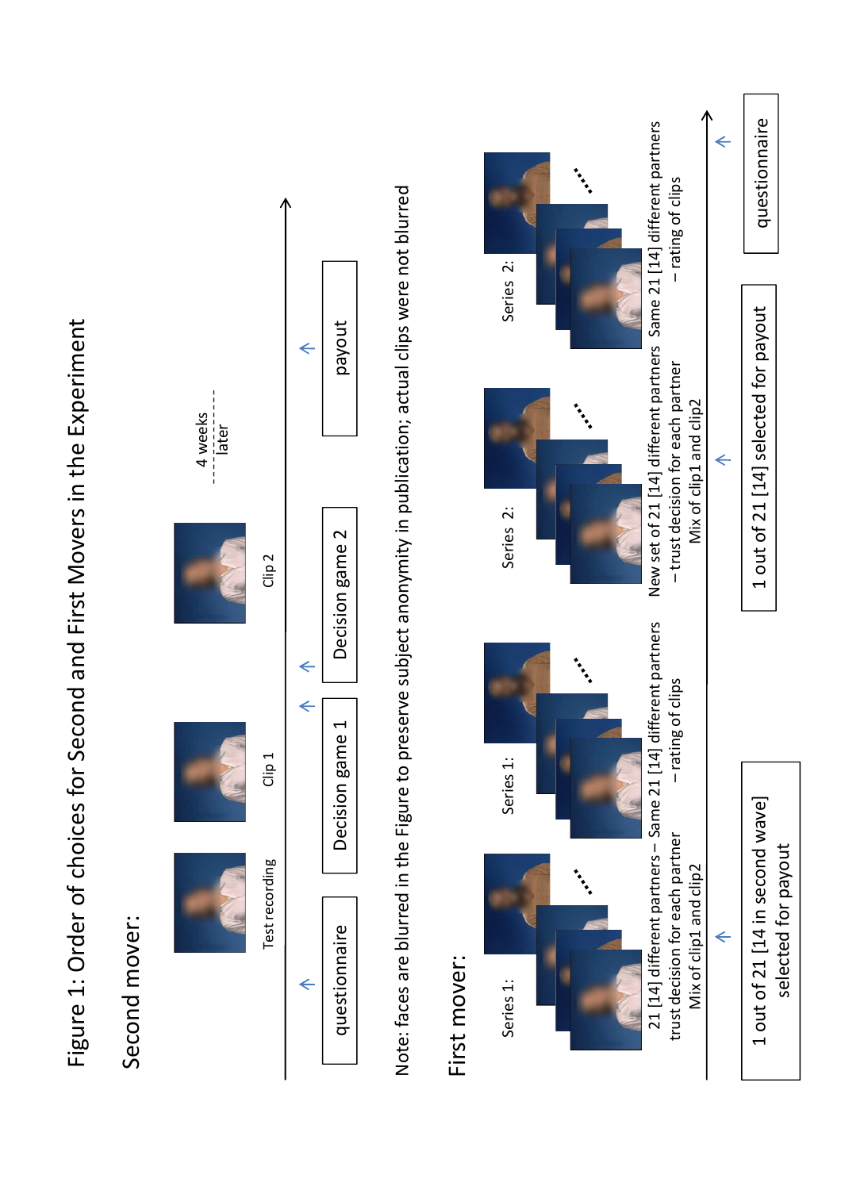# Figure 1: Order of choices for Second and First Movers in the Experiment

## Second mover:

Test recording — Clip 1 — Clip 2

questionnaire → Decision game 1 → Decision game 2 → (4 weeks later) → payout

Note: faces are blurred in the Figure to preserve subject anonymity in publication; actual clips were not blurred

## First mover:

Series 1: 21 [14] different partners – trust decision for each partner. Mix of clip1 and clip2

Series 1: Same 21 [14] different partners – rating of clips

Series 2: New set of 21 [14] different partners – trust decision for each partner. Mix of clip1 and clip2

Series 2: Same 21 [14] different partners – rating of clips

1 out of 21 [14 in second wave] selected for payout

1 out of 21 [14] selected for payout

questionnaire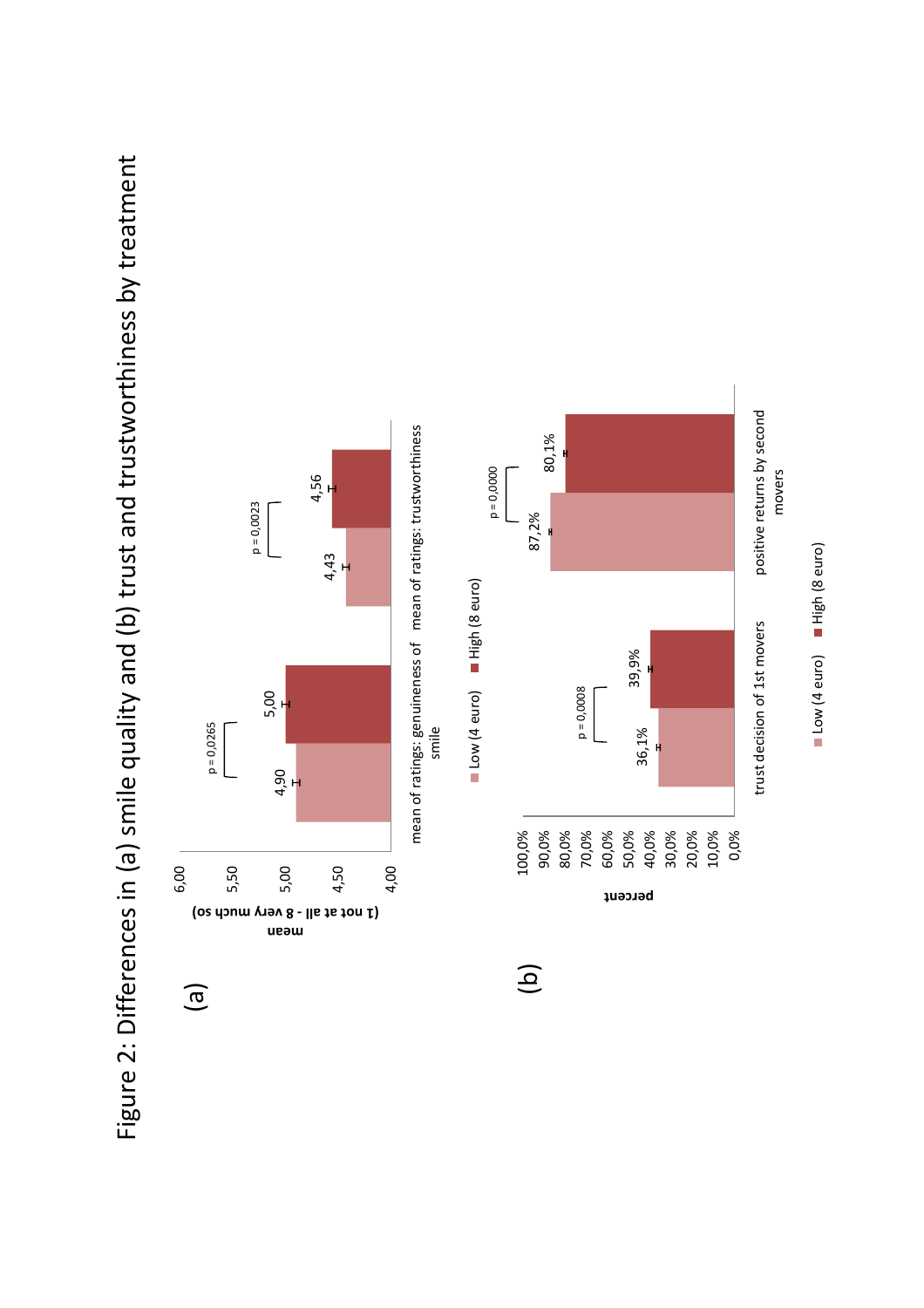# Figure 2: Differences in (a) smile quality and (b) trust and trustworthiness by treatment

(a)

| | Low (4 euro) | High (8 euro) | p |
|---|---|---|---|
| mean of ratings: genuineness of smile | 4,90 | 5,00 | p = 0,0265 |
| mean of ratings: trustworthiness | 4,43 | 4,56 | p = 0,0023 |

mean (1 not at all - 8 very much so)

(b)

| | Low (4 euro) | High (8 euro) | p |
|---|---|---|---|
| trust decision of 1st movers | 36,1% | 39,9% | p = 0,0008 |
| positive returns by second movers | 87,2% | 80,1% | p = 0,0000 |

percent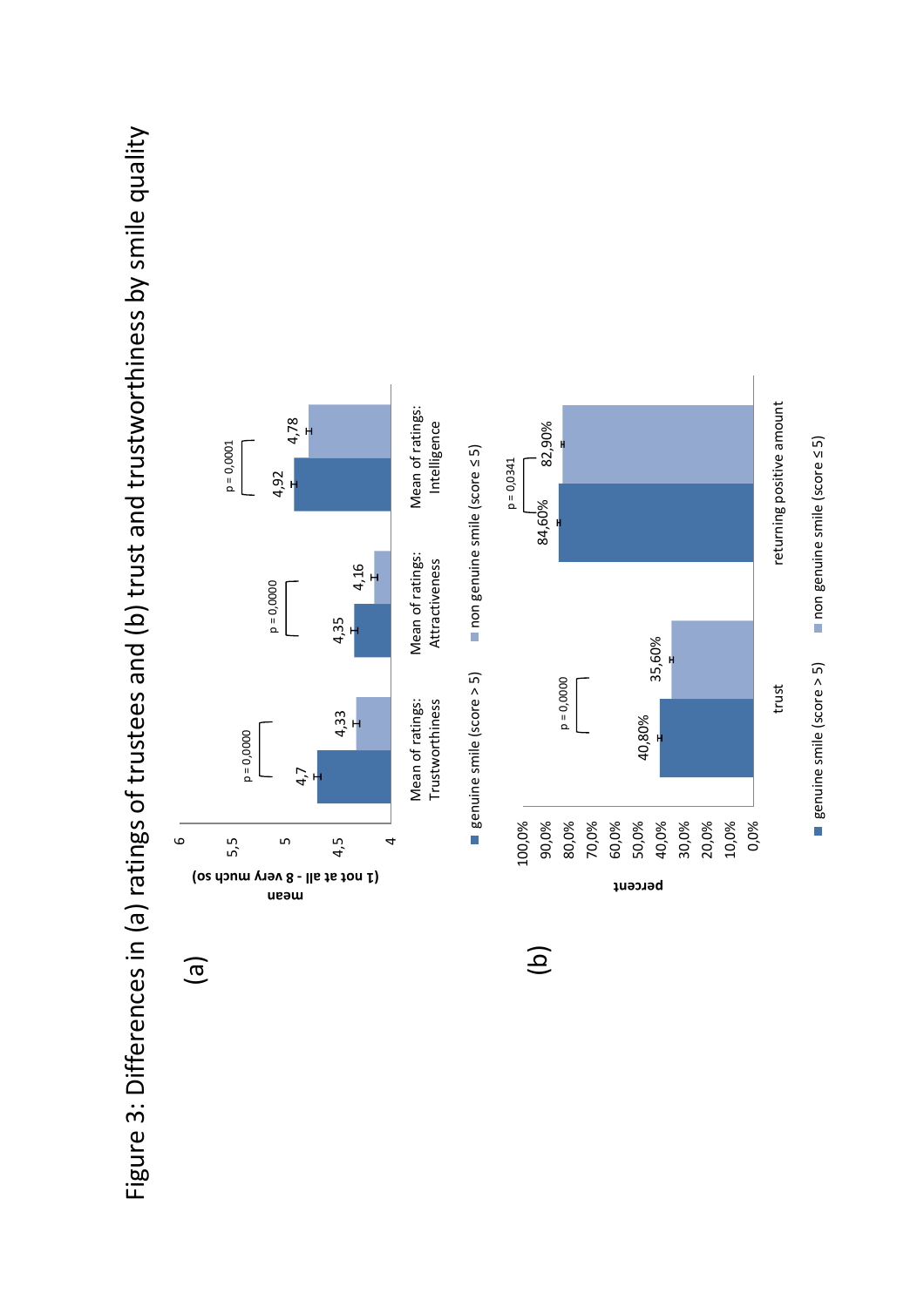Figure 3: Differences in (a) ratings of trustees and (b) trust and trustworthiness by smile quality

(a)

mean
(1 not at all - 8 very much so)

6
5,5
5
4,5
4

p = 0,0000
4,7
4,33
Mean of ratings: Trustworthiness

p = 0,0000
4,35
4,16
Mean of ratings: Attractiveness

p = 0,0001
4,92
4,78
Mean of ratings: Intelligence

genuine smile (score > 5)
non genuine smile (score ≤ 5)

(b)

percent

100,0%
90,0%
80,0%
70,0%
60,0%
50,0%
40,0%
30,0%
20,0%
10,0%
0,0%

p = 0,0000
40,80%
35,60%
trust

p = 0,0341
84,60%
82,90%
returning positive amount

genuine smile (score > 5)
non genuine smile (score ≤ 5)